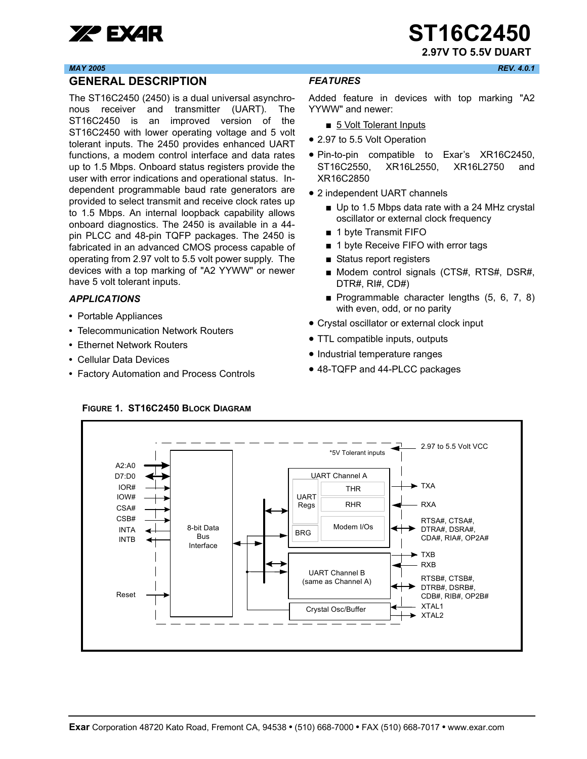# ST16C2450

**2.97V TO 5.5V DUART**

*MAY 2005* *REV. 4.0.1*

## GENERAL DESCRIPTION

The ST16C2450 (2450) is a dual universal asynchronous receiver and transmitter (UART). The ST16C2450 is an improved version of the ST16C2450 with lower operating voltage and 5 volt tolerant inputs. The 2450 provides enhanced UART functions, a modem control interface and data rates up to 1.5 Mbps. Onboard status registers provide the user with error indications and operational status. Independent programmable baud rate generators are provided to select transmit and receive clock rates up to 1.5 Mbps. An internal loopback capability allows onboard diagnostics. The 2450 is available in a 44-pin PLCC and 48-pin TQFP packages. The 2450 is fabricated in an advanced CMOS process capable of operating from 2.97 volt to 5.5 volt power supply. The devices with a top marking of "A2 YYWW" or newer have 5 volt tolerant inputs.

### *APPLICATIONS*

- Portable Appliances
- Telecommunication Network Routers
- Ethernet Network Routers
- Cellular Data Devices
- Factory Automation and Process Controls

### *FEATURES*

Added feature in devices with top marking "A2 YYWW" and newer:

  - 5 Volt Tolerant Inputs
- 2.97 to 5.5 Volt Operation
- Pin-to-pin compatible to Exar's XR16C2450, ST16C2550, XR16L2550, XR16L2750 and XR16C2850
- 2 independent UART channels
  - Up to 1.5 Mbps data rate with a 24 MHz crystal oscillator or external clock frequency
  - 1 byte Transmit FIFO
  - 1 byte Receive FIFO with error tags
  - Status report registers
  - Modem control signals (CTS#, RTS#, DSR#, DTR#, RI#, CD#)
  - Programmable character lengths (5, 6, 7, 8) with even, odd, or no parity
- Crystal oscillator or external clock input
- TTL compatible inputs, outputs
- Industrial temperature ranges
- 48-TQFP and 44-PLCC packages

**FIGURE 1. ST16C2450 BLOCK DIAGRAM**

**Exar** Corporation 48720 Kato Road, Fremont CA, 94538 • (510) 668-7000 • FAX (510) 668-7017 • www.exar.com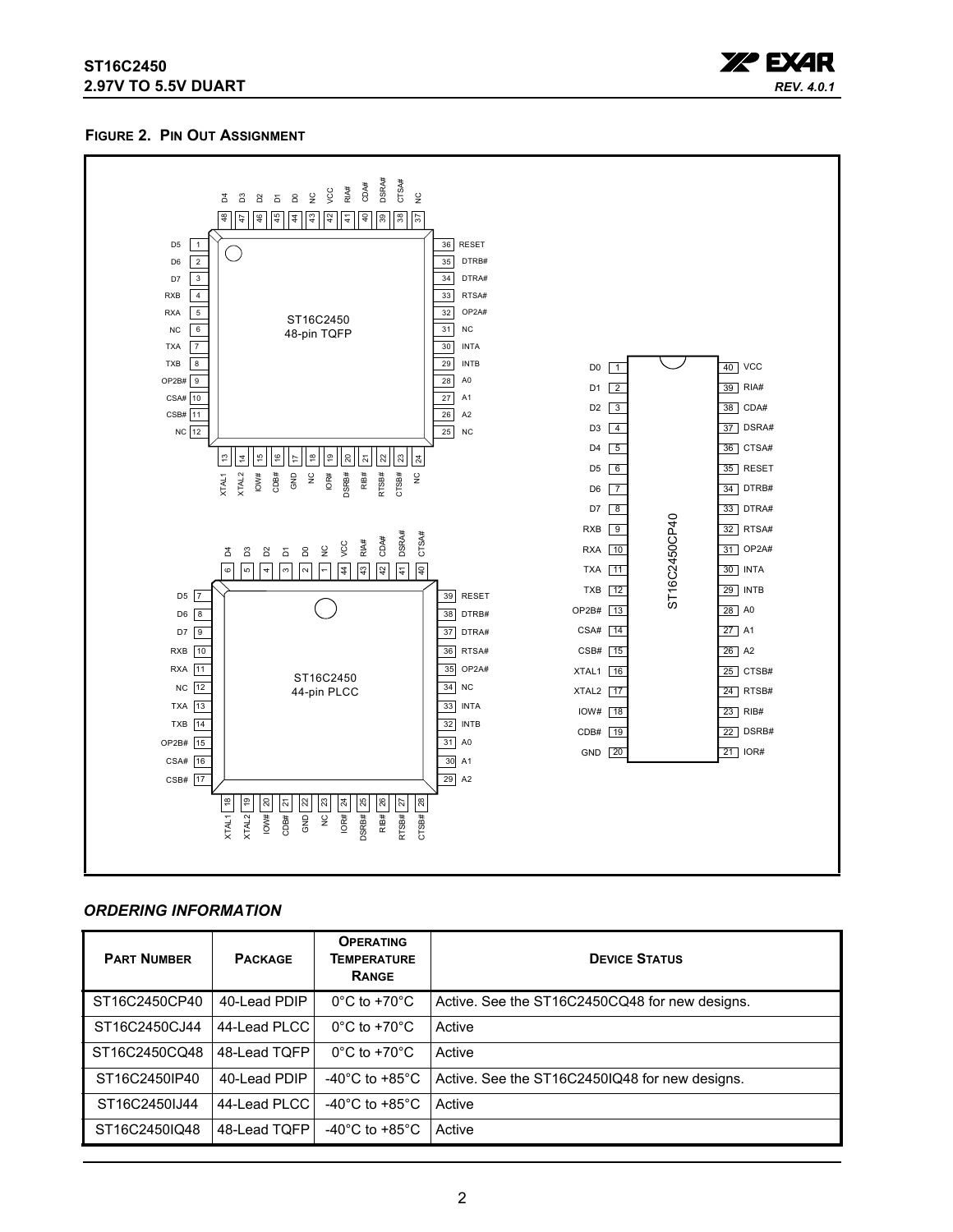**FIGURE 2. PIN OUT ASSIGNMENT**

## ORDERING INFORMATION

| PART NUMBER | PACKAGE | OPERATING TEMPERATURE RANGE | DEVICE STATUS |
|---|---|---|---|
| ST16C2450CP40 | 40-Lead PDIP | 0°C to +70°C | Active. See the ST16C2450CQ48 for new designs. |
| ST16C2450CJ44 | 44-Lead PLCC | 0°C to +70°C | Active |
| ST16C2450CQ48 | 48-Lead TQFP | 0°C to +70°C | Active |
| ST16C2450IP40 | 40-Lead PDIP | -40°C to +85°C | Active. See the ST16C2450IQ48 for new designs. |
| ST16C2450IJ44 | 44-Lead PLCC | -40°C to +85°C | Active |
| ST16C2450IQ48 | 48-Lead TQFP | -40°C to +85°C | Active |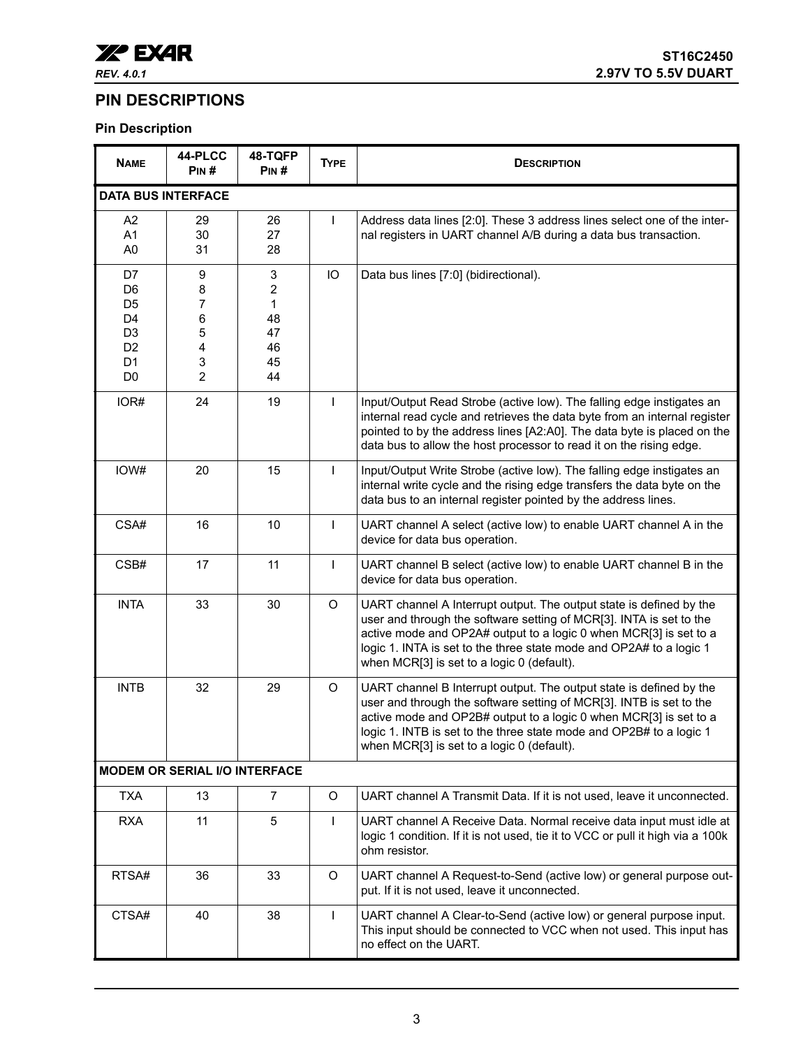## PIN DESCRIPTIONS

### Pin Description

| NAME | 44-PLCC PIN # | 48-TQFP PIN # | TYPE | DESCRIPTION |
|---|---|---|---|---|
| **DATA BUS INTERFACE** | | | | |
| A2<br>A1<br>A0 | 29<br>30<br>31 | 26<br>27<br>28 | I | Address data lines [2:0]. These 3 address lines select one of the internal registers in UART channel A/B during a data bus transaction. |
| D7<br>D6<br>D5<br>D4<br>D3<br>D2<br>D1<br>D0 | 9<br>8<br>7<br>6<br>5<br>4<br>3<br>2 | 3<br>2<br>1<br>48<br>47<br>46<br>45<br>44 | IO | Data bus lines [7:0] (bidirectional). |
| IOR# | 24 | 19 | I | Input/Output Read Strobe (active low). The falling edge instigates an internal read cycle and retrieves the data byte from an internal register pointed to by the address lines [A2:A0]. The data byte is placed on the data bus to allow the host processor to read it on the rising edge. |
| IOW# | 20 | 15 | I | Input/Output Write Strobe (active low). The falling edge instigates an internal write cycle and the rising edge transfers the data byte on the data bus to an internal register pointed by the address lines. |
| CSA# | 16 | 10 | I | UART channel A select (active low) to enable UART channel A in the device for data bus operation. |
| CSB# | 17 | 11 | I | UART channel B select (active low) to enable UART channel B in the device for data bus operation. |
| INTA | 33 | 30 | O | UART channel A Interrupt output. The output state is defined by the user and through the software setting of MCR[3]. INTA is set to the active mode and OP2A# output to a logic 0 when MCR[3] is set to a logic 1. INTA is set to the three state mode and OP2A# to a logic 1 when MCR[3] is set to a logic 0 (default). |
| INTB | 32 | 29 | O | UART channel B Interrupt output. The output state is defined by the user and through the software setting of MCR[3]. INTB is set to the active mode and OP2B# output to a logic 0 when MCR[3] is set to a logic 1. INTB is set to the three state mode and OP2B# to a logic 1 when MCR[3] is set to a logic 0 (default). |
| **MODEM OR SERIAL I/O INTERFACE** | | | | |
| TXA | 13 | 7 | O | UART channel A Transmit Data. If it is not used, leave it unconnected. |
| RXA | 11 | 5 | I | UART channel A Receive Data. Normal receive data input must idle at logic 1 condition. If it is not used, tie it to VCC or pull it high via a 100k ohm resistor. |
| RTSA# | 36 | 33 | O | UART channel A Request-to-Send (active low) or general purpose output. If it is not used, leave it unconnected. |
| CTSA# | 40 | 38 | I | UART channel A Clear-to-Send (active low) or general purpose input. This input should be connected to VCC when not used. This input has no effect on the UART. |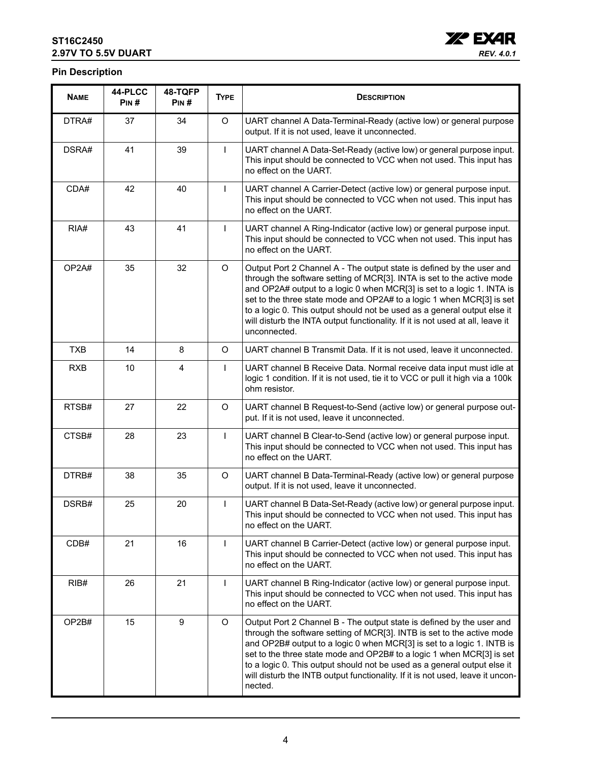## Pin Description

| Name | 44-PLCC Pin # | 48-TQFP Pin # | Type | Description |
|---|---|---|---|---|
| DTRA# | 37 | 34 | O | UART channel A Data-Terminal-Ready (active low) or general purpose output. If it is not used, leave it unconnected. |
| DSRA# | 41 | 39 | I | UART channel A Data-Set-Ready (active low) or general purpose input. This input should be connected to VCC when not used. This input has no effect on the UART. |
| CDA# | 42 | 40 | I | UART channel A Carrier-Detect (active low) or general purpose input. This input should be connected to VCC when not used. This input has no effect on the UART. |
| RIA# | 43 | 41 | I | UART channel A Ring-Indicator (active low) or general purpose input. This input should be connected to VCC when not used. This input has no effect on the UART. |
| OP2A# | 35 | 32 | O | Output Port 2 Channel A - The output state is defined by the user and through the software setting of MCR[3]. INTA is set to the active mode and OP2A# output to a logic 0 when MCR[3] is set to a logic 1. INTA is set to the three state mode and OP2A# to a logic 1 when MCR[3] is set to a logic 0. This output should not be used as a general output else it will disturb the INTA output functionality. If it is not used at all, leave it unconnected. |
| TXB | 14 | 8 | O | UART channel B Transmit Data. If it is not used, leave it unconnected. |
| RXB | 10 | 4 | I | UART channel B Receive Data. Normal receive data input must idle at logic 1 condition. If it is not used, tie it to VCC or pull it high via a 100k ohm resistor. |
| RTSB# | 27 | 22 | O | UART channel B Request-to-Send (active low) or general purpose output. If it is not used, leave it unconnected. |
| CTSB# | 28 | 23 | I | UART channel B Clear-to-Send (active low) or general purpose input. This input should be connected to VCC when not used. This input has no effect on the UART. |
| DTRB# | 38 | 35 | O | UART channel B Data-Terminal-Ready (active low) or general purpose output. If it is not used, leave it unconnected. |
| DSRB# | 25 | 20 | I | UART channel B Data-Set-Ready (active low) or general purpose input. This input should be connected to VCC when not used. This input has no effect on the UART. |
| CDB# | 21 | 16 | I | UART channel B Carrier-Detect (active low) or general purpose input. This input should be connected to VCC when not used. This input has no effect on the UART. |
| RIB# | 26 | 21 | I | UART channel B Ring-Indicator (active low) or general purpose input. This input should be connected to VCC when not used. This input has no effect on the UART. |
| OP2B# | 15 | 9 | O | Output Port 2 Channel B - The output state is defined by the user and through the software setting of MCR[3]. INTB is set to the active mode and OP2B# output to a logic 0 when MCR[3] is set to a logic 1. INTB is set to the three state mode and OP2B# to a logic 1 when MCR[3] is set to a logic 0. This output should not be used as a general output else it will disturb the INTB output functionality. If it is not used, leave it unconnected. |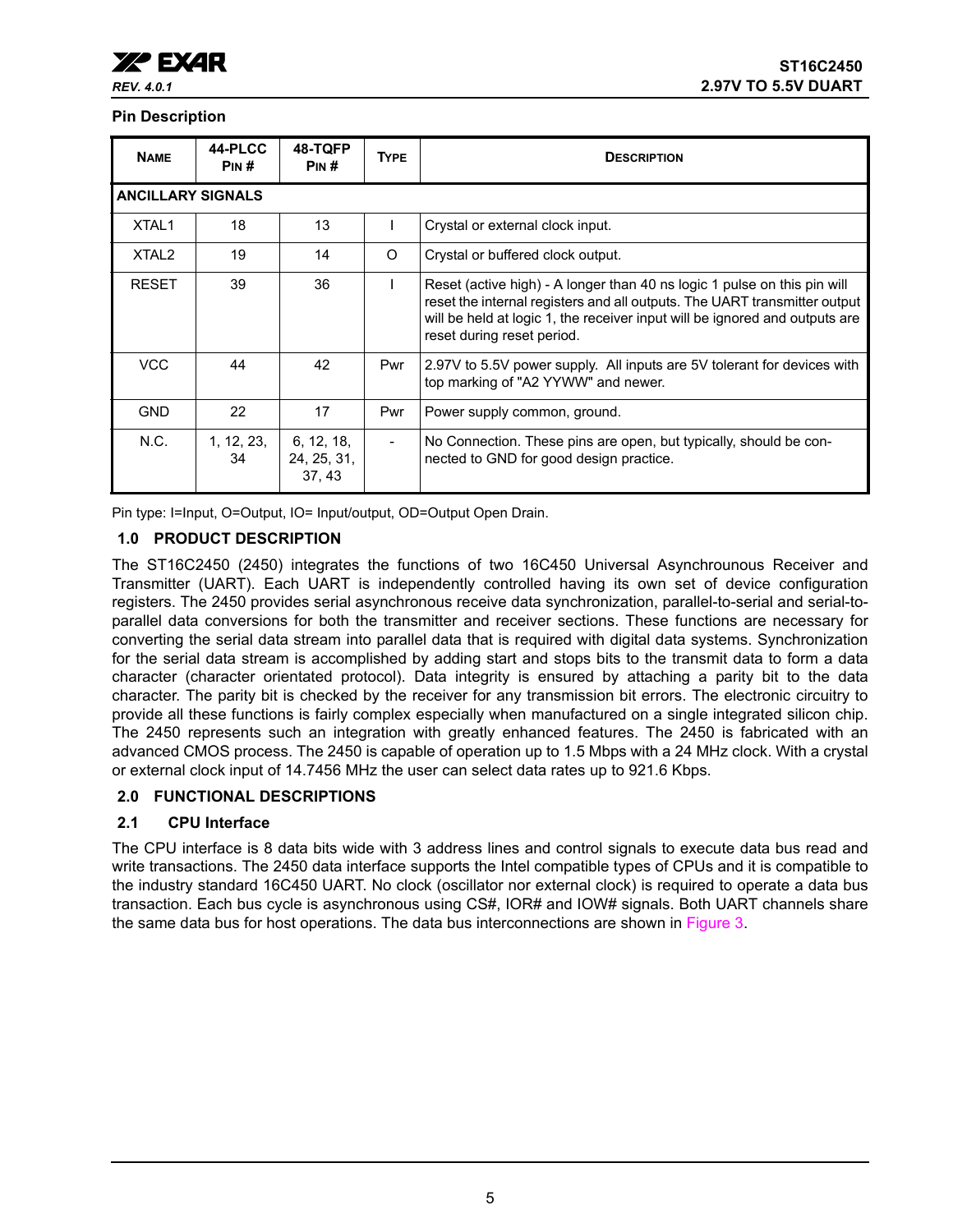## Pin Description

| Name | 44-PLCC Pin # | 48-TQFP Pin # | Type | Description |
|---|---|---|---|---|
| **ANCILLARY SIGNALS** | | | | |
| XTAL1 | 18 | 13 | I | Crystal or external clock input. |
| XTAL2 | 19 | 14 | O | Crystal or buffered clock output. |
| RESET | 39 | 36 | I | Reset (active high) - A longer than 40 ns logic 1 pulse on this pin will reset the internal registers and all outputs. The UART transmitter output will be held at logic 1, the receiver input will be ignored and outputs are reset during reset period. |
| VCC | 44 | 42 | Pwr | 2.97V to 5.5V power supply. All inputs are 5V tolerant for devices with top marking of "A2 YYWW" and newer. |
| GND | 22 | 17 | Pwr | Power supply common, ground. |
| N.C. | 1, 12, 23, 34 | 6, 12, 18, 24, 25, 31, 37, 43 | - | No Connection. These pins are open, but typically, should be connected to GND for good design practice. |

Pin type: I=Input, O=Output, IO= Input/output, OD=Output Open Drain.

## 1.0 PRODUCT DESCRIPTION

The ST16C2450 (2450) integrates the functions of two 16C450 Universal Asynchrounous Receiver and Transmitter (UART). Each UART is independently controlled having its own set of device configuration registers. The 2450 provides serial asynchronous receive data synchronization, parallel-to-serial and serial-to-parallel data conversions for both the transmitter and receiver sections. These functions are necessary for converting the serial data stream into parallel data that is required with digital data systems. Synchronization for the serial data stream is accomplished by adding start and stops bits to the transmit data to form a data character (character orientated protocol). Data integrity is ensured by attaching a parity bit to the data character. The parity bit is checked by the receiver for any transmission bit errors. The electronic circuitry to provide all these functions is fairly complex especially when manufactured on a single integrated silicon chip. The 2450 represents such an integration with greatly enhanced features. The 2450 is fabricated with an advanced CMOS process. The 2450 is capable of operation up to 1.5 Mbps with a 24 MHz clock. With a crystal or external clock input of 14.7456 MHz the user can select data rates up to 921.6 Kbps.

## 2.0 FUNCTIONAL DESCRIPTIONS

### 2.1 CPU Interface

The CPU interface is 8 data bits wide with 3 address lines and control signals to execute data bus read and write transactions. The 2450 data interface supports the Intel compatible types of CPUs and it is compatible to the industry standard 16C450 UART. No clock (oscillator nor external clock) is required to operate a data bus transaction. Each bus cycle is asynchronous using CS#, IOR# and IOW# signals. Both UART channels share the same data bus for host operations. The data bus interconnections are shown in Figure 3.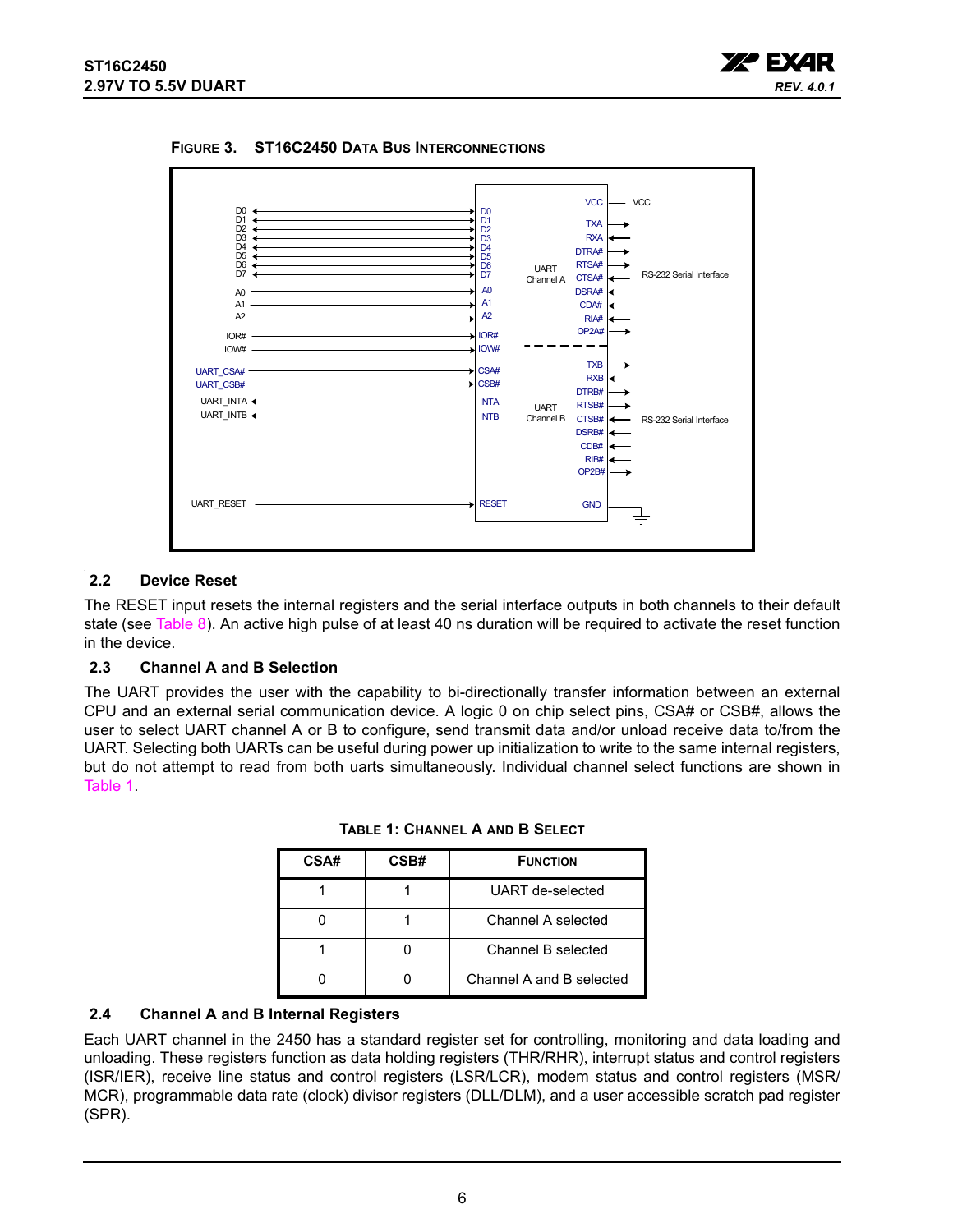**FIGURE 3. ST16C2450 DATA BUS INTERCONNECTIONS**

## 2.2 Device Reset

The RESET input resets the internal registers and the serial interface outputs in both channels to their default state (see Table 8). An active high pulse of at least 40 ns duration will be required to activate the reset function in the device.

## 2.3 Channel A and B Selection

The UART provides the user with the capability to bi-directionally transfer information between an external CPU and an external serial communication device. A logic 0 on chip select pins, CSA# or CSB#, allows the user to select UART channel A or B to configure, send transmit data and/or unload receive data to/from the UART. Selecting both UARTs can be useful during power up initialization to write to the same internal registers, but do not attempt to read from both uarts simultaneously. Individual channel select functions are shown in Table 1.

**TABLE 1: CHANNEL A AND B SELECT**

| CSA# | CSB# | FUNCTION |
|---|---|---|
| 1 | 1 | UART de-selected |
| 0 | 1 | Channel A selected |
| 1 | 0 | Channel B selected |
| 0 | 0 | Channel A and B selected |

## 2.4 Channel A and B Internal Registers

Each UART channel in the 2450 has a standard register set for controlling, monitoring and data loading and unloading. These registers function as data holding registers (THR/RHR), interrupt status and control registers (ISR/IER), receive line status and control registers (LSR/LCR), modem status and control registers (MSR/MCR), programmable data rate (clock) divisor registers (DLL/DLM), and a user accessible scratch pad register (SPR).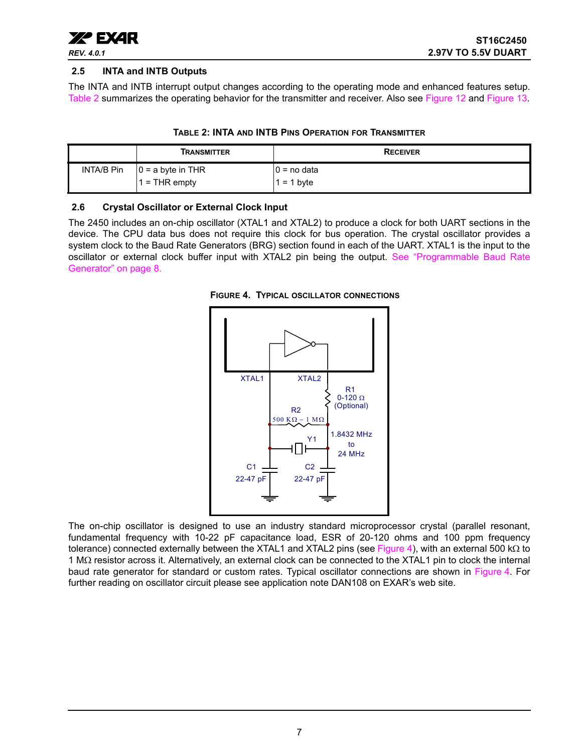### 2.5 INTA and INTB Outputs

The INTA and INTB interrupt output changes according to the operating mode and enhanced features setup. Table 2 summarizes the operating behavior for the transmitter and receiver. Also see Figure 12 and Figure 13.

**TABLE 2: INTA AND INTB PINS OPERATION FOR TRANSMITTER**

| | TRANSMITTER | RECEIVER |
|---|---|---|
| INTA/B Pin | 0 = a byte in THR<br>1 = THR empty | 0 = no data<br>1 = 1 byte |

### 2.6 Crystal Oscillator or External Clock Input

The 2450 includes an on-chip oscillator (XTAL1 and XTAL2) to produce a clock for both UART sections in the device. The CPU data bus does not require this clock for bus operation. The crystal oscillator provides a system clock to the Baud Rate Generators (BRG) section found in each of the UART. XTAL1 is the input to the oscillator or external clock buffer input with XTAL2 pin being the output. See "Programmable Baud Rate Generator" on page 8.

**FIGURE 4. TYPICAL OSCILLATOR CONNECTIONS**

XTAL1 XTAL2 R1 0-120 Ω (Optional) R2 500 KΩ – 1 MΩ Y1 1.8432 MHz to 24 MHz C1 22-47 pF C2 22-47 pF

The on-chip oscillator is designed to use an industry standard microprocessor crystal (parallel resonant, fundamental frequency with 10-22 pF capacitance load, ESR of 20-120 ohms and 100 ppm frequency tolerance) connected externally between the XTAL1 and XTAL2 pins (see Figure 4), with an external 500 kΩ to 1 MΩ resistor across it. Alternatively, an external clock can be connected to the XTAL1 pin to clock the internal baud rate generator for standard or custom rates. Typical oscillator connections are shown in Figure 4. For further reading on oscillator circuit please see application note DAN108 on EXAR's web site.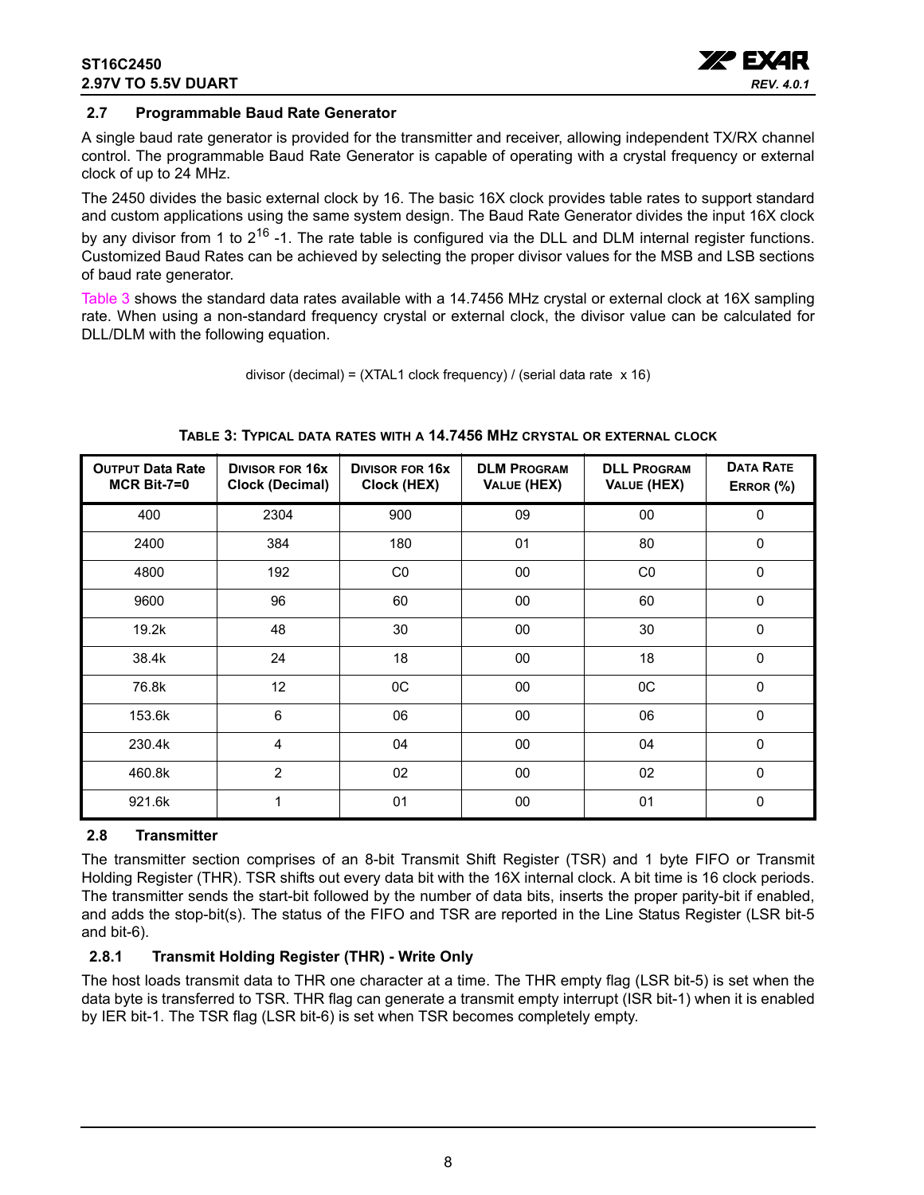## 2.7 Programmable Baud Rate Generator

A single baud rate generator is provided for the transmitter and receiver, allowing independent TX/RX channel control. The programmable Baud Rate Generator is capable of operating with a crystal frequency or external clock of up to 24 MHz.

The 2450 divides the basic external clock by 16. The basic 16X clock provides table rates to support standard and custom applications using the same system design. The Baud Rate Generator divides the input 16X clock by any divisor from 1 to $2^{16}$ -1. The rate table is configured via the DLL and DLM internal register functions. Customized Baud Rates can be achieved by selecting the proper divisor values for the MSB and LSB sections of baud rate generator.

Table 3 shows the standard data rates available with a 14.7456 MHz crystal or external clock at 16X sampling rate. When using a non-standard frequency crystal or external clock, the divisor value can be calculated for DLL/DLM with the following equation.

divisor (decimal) = (XTAL1 clock frequency) / (serial data rate x 16)

**TABLE 3: TYPICAL DATA RATES WITH A 14.7456 MHZ CRYSTAL OR EXTERNAL CLOCK**

| OUTPUT Data Rate MCR Bit-7=0 | DIVISOR FOR 16x Clock (Decimal) | DIVISOR FOR 16x Clock (HEX) | DLM PROGRAM VALUE (HEX) | DLL PROGRAM VALUE (HEX) | DATA RATE ERROR (%) |
|---|---|---|---|---|---|
| 400 | 2304 | 900 | 09 | 00 | 0 |
| 2400 | 384 | 180 | 01 | 80 | 0 |
| 4800 | 192 | C0 | 00 | C0 | 0 |
| 9600 | 96 | 60 | 00 | 60 | 0 |
| 19.2k | 48 | 30 | 00 | 30 | 0 |
| 38.4k | 24 | 18 | 00 | 18 | 0 |
| 76.8k | 12 | 0C | 00 | 0C | 0 |
| 153.6k | 6 | 06 | 00 | 06 | 0 |
| 230.4k | 4 | 04 | 00 | 04 | 0 |
| 460.8k | 2 | 02 | 00 | 02 | 0 |
| 921.6k | 1 | 01 | 00 | 01 | 0 |

## 2.8 Transmitter

The transmitter section comprises of an 8-bit Transmit Shift Register (TSR) and 1 byte FIFO or Transmit Holding Register (THR). TSR shifts out every data bit with the 16X internal clock. A bit time is 16 clock periods. The transmitter sends the start-bit followed by the number of data bits, inserts the proper parity-bit if enabled, and adds the stop-bit(s). The status of the FIFO and TSR are reported in the Line Status Register (LSR bit-5 and bit-6).

### 2.8.1 Transmit Holding Register (THR) - Write Only

The host loads transmit data to THR one character at a time. The THR empty flag (LSR bit-5) is set when the data byte is transferred to TSR. THR flag can generate a transmit empty interrupt (ISR bit-1) when it is enabled by IER bit-1. The TSR flag (LSR bit-6) is set when TSR becomes completely empty.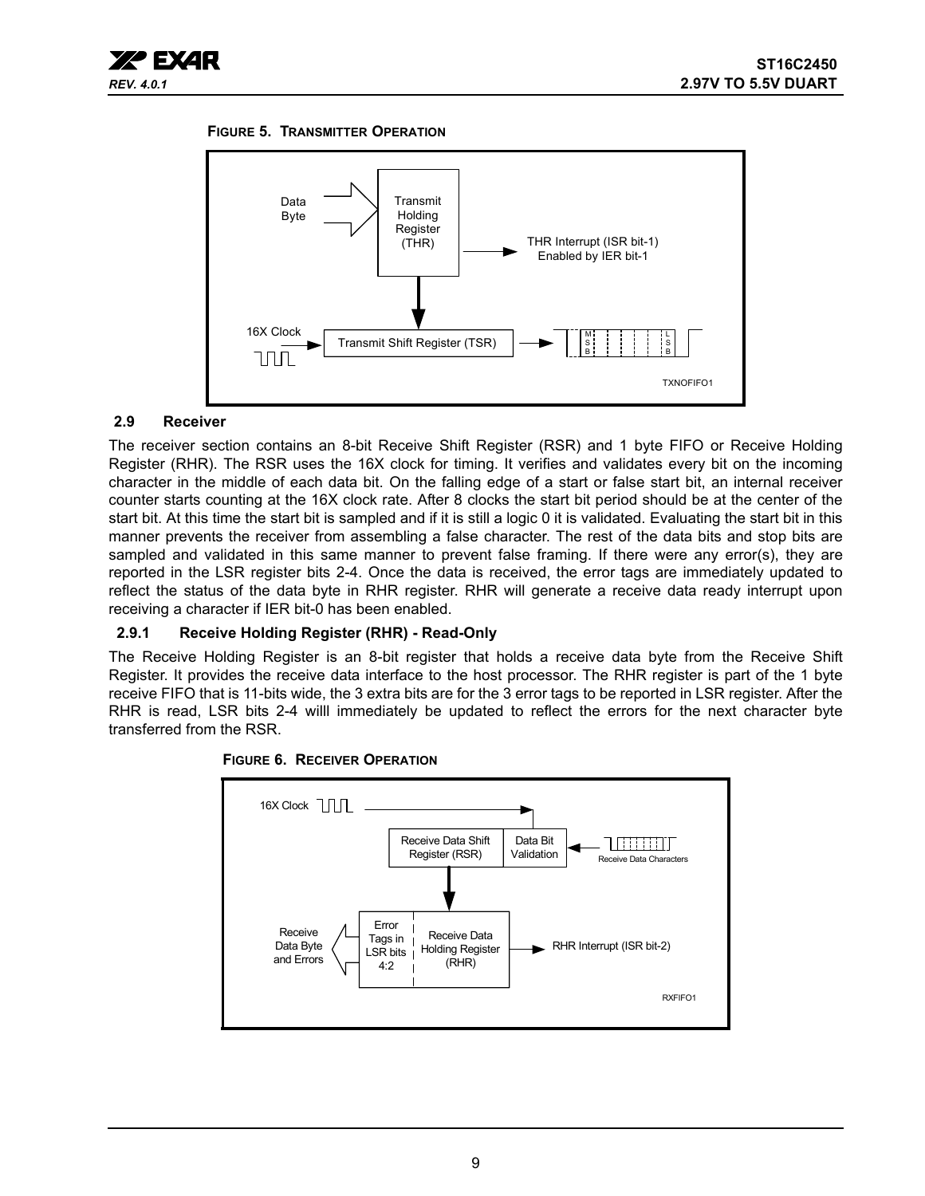**FIGURE 5. TRANSMITTER OPERATION**

### 2.9 Receiver

The receiver section contains an 8-bit Receive Shift Register (RSR) and 1 byte FIFO or Receive Holding Register (RHR). The RSR uses the 16X clock for timing. It verifies and validates every bit on the incoming character in the middle of each data bit. On the falling edge of a start or false start bit, an internal receiver counter starts counting at the 16X clock rate. After 8 clocks the start bit period should be at the center of the start bit. At this time the start bit is sampled and if it is still a logic 0 it is validated. Evaluating the start bit in this manner prevents the receiver from assembling a false character. The rest of the data bits and stop bits are sampled and validated in this same manner to prevent false framing. If there were any error(s), they are reported in the LSR register bits 2-4. Once the data is received, the error tags are immediately updated to reflect the status of the data byte in RHR register. RHR will generate a receive data ready interrupt upon receiving a character if IER bit-0 has been enabled.

#### 2.9.1 Receive Holding Register (RHR) - Read-Only

The Receive Holding Register is an 8-bit register that holds a receive data byte from the Receive Shift Register. It provides the receive data interface to the host processor. The RHR register is part of the 1 byte receive FIFO that is 11-bits wide, the 3 extra bits are for the 3 error tags to be reported in LSR register. After the RHR is read, LSR bits 2-4 willl immediately be updated to reflect the errors for the next character byte transferred from the RSR.

**FIGURE 6. RECEIVER OPERATION**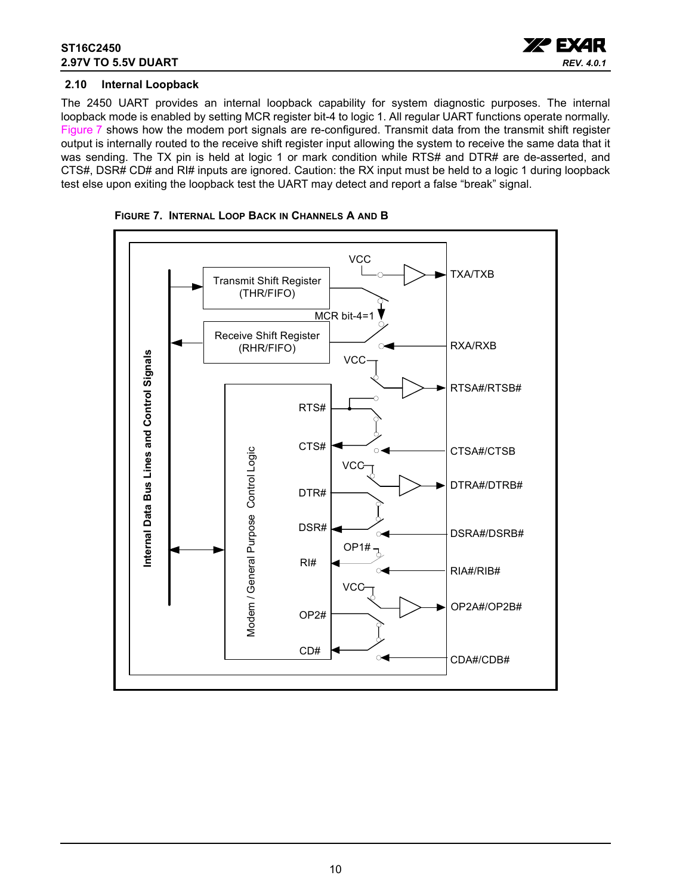### 2.10 Internal Loopback

The 2450 UART provides an internal loopback capability for system diagnostic purposes. The internal loopback mode is enabled by setting MCR register bit-4 to logic 1. All regular UART functions operate normally. Figure 7 shows how the modem port signals are re-configured. Transmit data from the transmit shift register output is internally routed to the receive shift register input allowing the system to receive the same data that it was sending. The TX pin is held at logic 1 or mark condition while RTS# and DTR# are de-asserted, and CTS#, DSR# CD# and RI# inputs are ignored. Caution: the RX input must be held to a logic 1 during loopback test else upon exiting the loopback test the UART may detect and report a false "break" signal.

**FIGURE 7. INTERNAL LOOP BACK IN CHANNELS A AND B**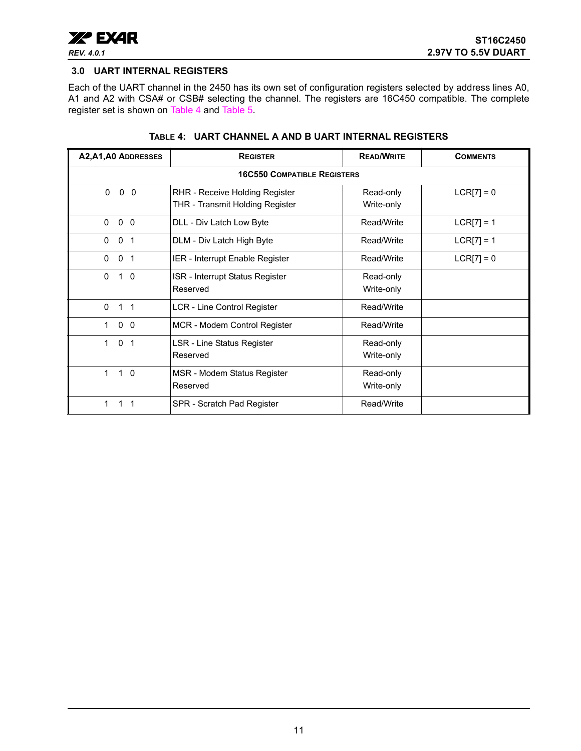## 3.0 UART INTERNAL REGISTERS

Each of the UART channel in the 2450 has its own set of configuration registers selected by address lines A0, A1 and A2 with CSA# or CSB# selecting the channel. The registers are 16C450 compatible. The complete register set is shown on Table 4 and Table 5.

**TABLE 4: UART CHANNEL A AND B UART INTERNAL REGISTERS**

| A2,A1,A0 ADDRESSES | REGISTER | READ/WRITE | COMMENTS |
|---|---|---|---|
| **16C550 COMPATIBLE REGISTERS** | | | |
| 0 0 0 | RHR - Receive Holding Register<br>THR - Transmit Holding Register | Read-only<br>Write-only | LCR[7] = 0 |
| 0 0 0 | DLL - Div Latch Low Byte | Read/Write | LCR[7] = 1 |
| 0 0 1 | DLM - Div Latch High Byte | Read/Write | LCR[7] = 1 |
| 0 0 1 | IER - Interrupt Enable Register | Read/Write | LCR[7] = 0 |
| 0 1 0 | ISR - Interrupt Status Register<br>Reserved | Read-only<br>Write-only | |
| 0 1 1 | LCR - Line Control Register | Read/Write | |
| 1 0 0 | MCR - Modem Control Register | Read/Write | |
| 1 0 1 | LSR - Line Status Register<br>Reserved | Read-only<br>Write-only | |
| 1 1 0 | MSR - Modem Status Register<br>Reserved | Read-only<br>Write-only | |
| 1 1 1 | SPR - Scratch Pad Register | Read/Write | |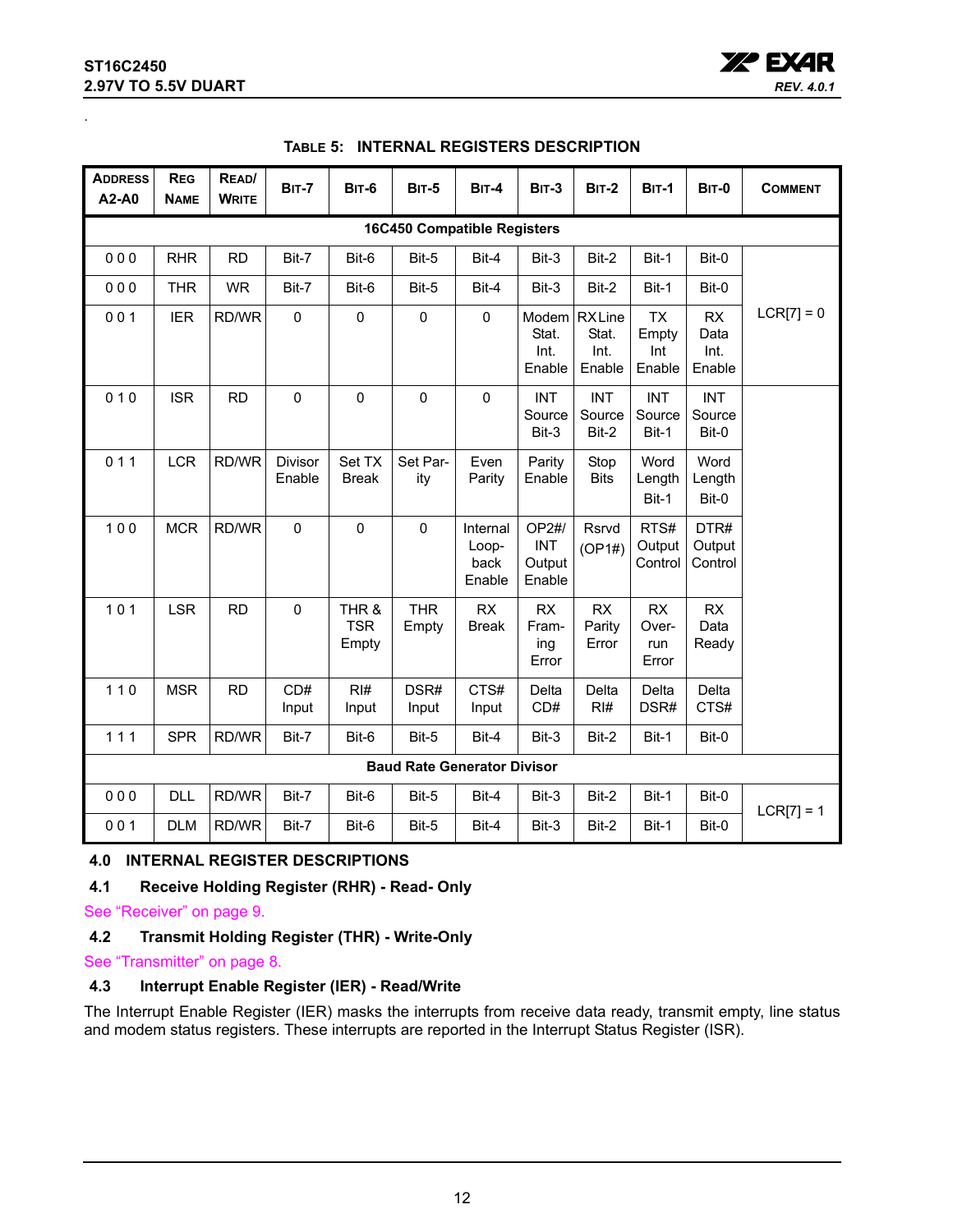**TABLE 5: INTERNAL REGISTERS DESCRIPTION**

| ADDRESS A2-A0 | REG NAME | READ/ WRITE | BIT-7 | BIT-6 | BIT-5 | BIT-4 | BIT-3 | BIT-2 | BIT-1 | BIT-0 | COMMENT |
|---|---|---|---|---|---|---|---|---|---|---|---|
| **16C450 Compatible Registers** | | | | | | | | | | | |
| 0 0 0 | RHR | RD | Bit-7 | Bit-6 | Bit-5 | Bit-4 | Bit-3 | Bit-2 | Bit-1 | Bit-0 | LCR[7] = 0 |
| 0 0 0 | THR | WR | Bit-7 | Bit-6 | Bit-5 | Bit-4 | Bit-3 | Bit-2 | Bit-1 | Bit-0 | |
| 0 0 1 | IER | RD/WR | 0 | 0 | 0 | 0 | Modem Stat. Int. Enable | RX Line Stat. Int. Enable | TX Empty Int Enable | RX Data Int. Enable | |
| 0 1 0 | ISR | RD | 0 | 0 | 0 | 0 | INT Source Bit-3 | INT Source Bit-2 | INT Source Bit-1 | INT Source Bit-0 | |
| 0 1 1 | LCR | RD/WR | Divisor Enable | Set TX Break | Set Parity | Even Parity | Parity Enable | Stop Bits | Word Length Bit-1 | Word Length Bit-0 | |
| 1 0 0 | MCR | RD/WR | 0 | 0 | 0 | Internal Loop-back Enable | OP2#/ INT Output Enable | Rsrvd (OP1#) | RTS# Output Control | DTR# Output Control | |
| 1 0 1 | LSR | RD | 0 | THR & TSR Empty | THR Empty | RX Break | RX Framing Error | RX Parity Error | RX Overrun Error | RX Data Ready | |
| 1 1 0 | MSR | RD | CD# Input | RI# Input | DSR# Input | CTS# Input | Delta CD# | Delta RI# | Delta DSR# | Delta CTS# | |
| 1 1 1 | SPR | RD/WR | Bit-7 | Bit-6 | Bit-5 | Bit-4 | Bit-3 | Bit-2 | Bit-1 | Bit-0 | |
| **Baud Rate Generator Divisor** | | | | | | | | | | | |
| 0 0 0 | DLL | RD/WR | Bit-7 | Bit-6 | Bit-5 | Bit-4 | Bit-3 | Bit-2 | Bit-1 | Bit-0 | LCR[7] = 1 |
| 0 0 1 | DLM | RD/WR | Bit-7 | Bit-6 | Bit-5 | Bit-4 | Bit-3 | Bit-2 | Bit-1 | Bit-0 | |

## 4.0 INTERNAL REGISTER DESCRIPTIONS

### 4.1 Receive Holding Register (RHR) - Read- Only

See "Receiver" on page 9.

### 4.2 Transmit Holding Register (THR) - Write-Only

See "Transmitter" on page 8.

### 4.3 Interrupt Enable Register (IER) - Read/Write

The Interrupt Enable Register (IER) masks the interrupts from receive data ready, transmit empty, line status and modem status registers. These interrupts are reported in the Interrupt Status Register (ISR).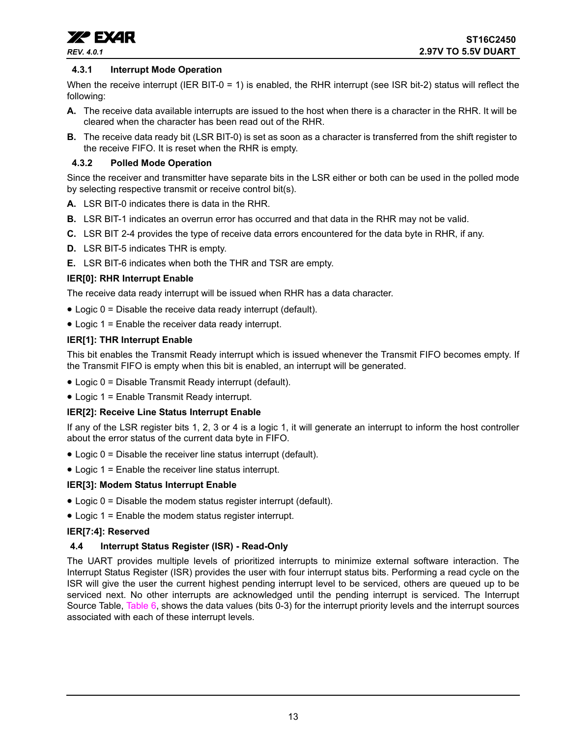#### 4.3.1 Interrupt Mode Operation

When the receive interrupt (IER BIT-0 = 1) is enabled, the RHR interrupt (see ISR bit-2) status will reflect the following:

**A.** The receive data available interrupts are issued to the host when there is a character in the RHR. It will be cleared when the character has been read out of the RHR.

**B.** The receive data ready bit (LSR BIT-0) is set as soon as a character is transferred from the shift register to the receive FIFO. It is reset when the RHR is empty.

#### 4.3.2 Polled Mode Operation

Since the receiver and transmitter have separate bits in the LSR either or both can be used in the polled mode by selecting respective transmit or receive control bit(s).

**A.** LSR BIT-0 indicates there is data in the RHR.

**B.** LSR BIT-1 indicates an overrun error has occurred and that data in the RHR may not be valid.

**C.** LSR BIT 2-4 provides the type of receive data errors encountered for the data byte in RHR, if any.

**D.** LSR BIT-5 indicates THR is empty.

**E.** LSR BIT-6 indicates when both the THR and TSR are empty.

**IER[0]: RHR Interrupt Enable**

The receive data ready interrupt will be issued when RHR has a data character.

- Logic 0 = Disable the receive data ready interrupt (default).
- Logic 1 = Enable the receiver data ready interrupt.

**IER[1]: THR Interrupt Enable**

This bit enables the Transmit Ready interrupt which is issued whenever the Transmit FIFO becomes empty. If the Transmit FIFO is empty when this bit is enabled, an interrupt will be generated.

- Logic 0 = Disable Transmit Ready interrupt (default).
- Logic 1 = Enable Transmit Ready interrupt.

**IER[2]: Receive Line Status Interrupt Enable**

If any of the LSR register bits 1, 2, 3 or 4 is a logic 1, it will generate an interrupt to inform the host controller about the error status of the current data byte in FIFO.

- Logic 0 = Disable the receiver line status interrupt (default).
- Logic 1 = Enable the receiver line status interrupt.

**IER[3]: Modem Status Interrupt Enable**

- Logic 0 = Disable the modem status register interrupt (default).
- Logic 1 = Enable the modem status register interrupt.

**IER[7:4]: Reserved**

### 4.4 Interrupt Status Register (ISR) - Read-Only

The UART provides multiple levels of prioritized interrupts to minimize external software interaction. The Interrupt Status Register (ISR) provides the user with four interrupt status bits. Performing a read cycle on the ISR will give the user the current highest pending interrupt level to be serviced, others are queued up to be serviced next. No other interrupts are acknowledged until the pending interrupt is serviced. The Interrupt Source Table, Table 6, shows the data values (bits 0-3) for the interrupt priority levels and the interrupt sources associated with each of these interrupt levels.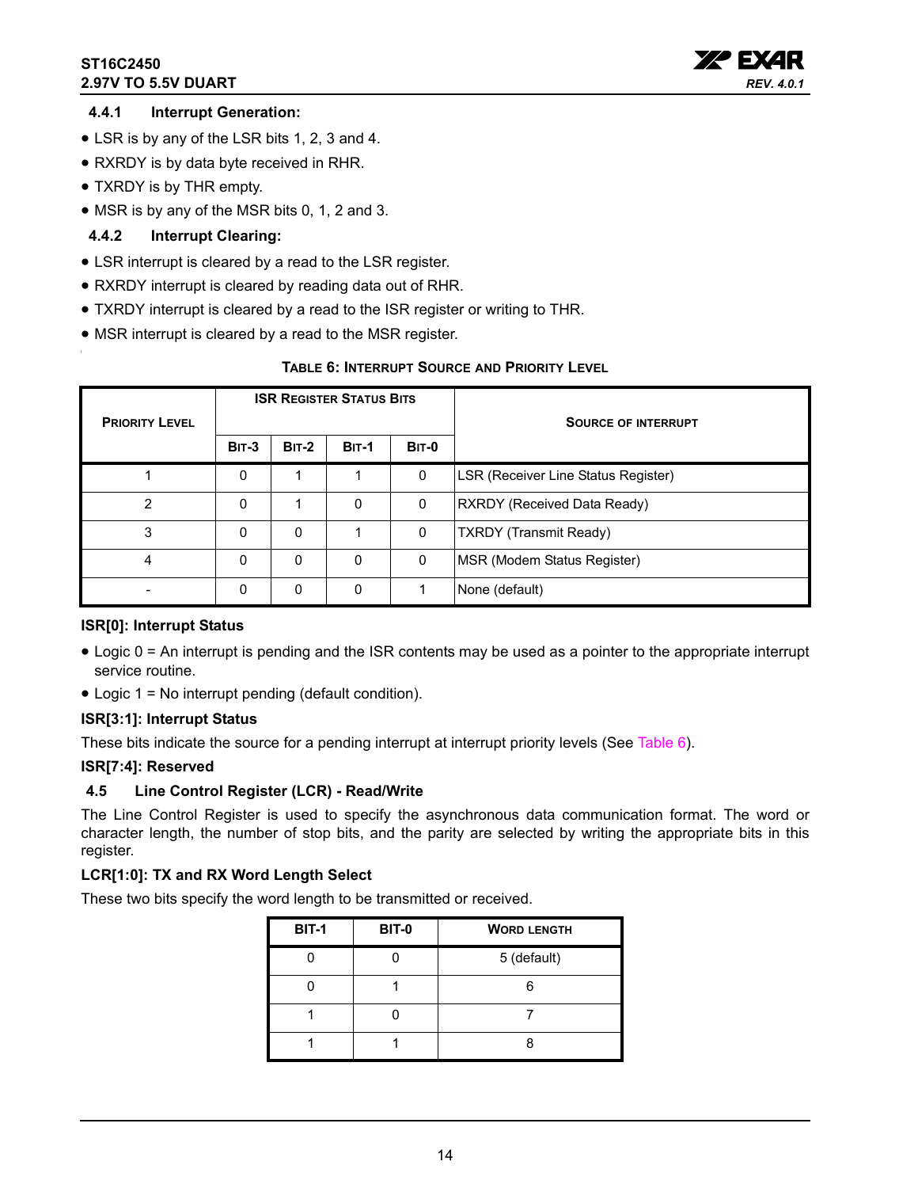### 4.4.1 Interrupt Generation:

- LSR is by any of the LSR bits 1, 2, 3 and 4.
- RXRDY is by data byte received in RHR.
- TXRDY is by THR empty.
- MSR is by any of the MSR bits 0, 1, 2 and 3.

### 4.4.2 Interrupt Clearing:

- LSR interrupt is cleared by a read to the LSR register.
- RXRDY interrupt is cleared by reading data out of RHR.
- TXRDY interrupt is cleared by a read to the ISR register or writing to THR.
- MSR interrupt is cleared by a read to the MSR register.

**TABLE 6: INTERRUPT SOURCE AND PRIORITY LEVEL**

| PRIORITY LEVEL | ISR REGISTER STATUS BITS | | | | SOURCE OF INTERRUPT |
|---|---|---|---|---|---|
| | BIT-3 | BIT-2 | BIT-1 | BIT-0 | |
| 1 | 0 | 1 | 1 | 0 | LSR (Receiver Line Status Register) |
| 2 | 0 | 1 | 0 | 0 | RXRDY (Received Data Ready) |
| 3 | 0 | 0 | 1 | 0 | TXRDY (Transmit Ready) |
| 4 | 0 | 0 | 0 | 0 | MSR (Modem Status Register) |
| - | 0 | 0 | 0 | 1 | None (default) |

**ISR[0]: Interrupt Status**

- Logic 0 = An interrupt is pending and the ISR contents may be used as a pointer to the appropriate interrupt service routine.
- Logic 1 = No interrupt pending (default condition).

**ISR[3:1]: Interrupt Status**

These bits indicate the source for a pending interrupt at interrupt priority levels (See Table 6).

**ISR[7:4]: Reserved**

## 4.5 Line Control Register (LCR) - Read/Write

The Line Control Register is used to specify the asynchronous data communication format. The word or character length, the number of stop bits, and the parity are selected by writing the appropriate bits in this register.

**LCR[1:0]: TX and RX Word Length Select**

These two bits specify the word length to be transmitted or received.

| BIT-1 | BIT-0 | WORD LENGTH |
|---|---|---|
| 0 | 0 | 5 (default) |
| 0 | 1 | 6 |
| 1 | 0 | 7 |
| 1 | 1 | 8 |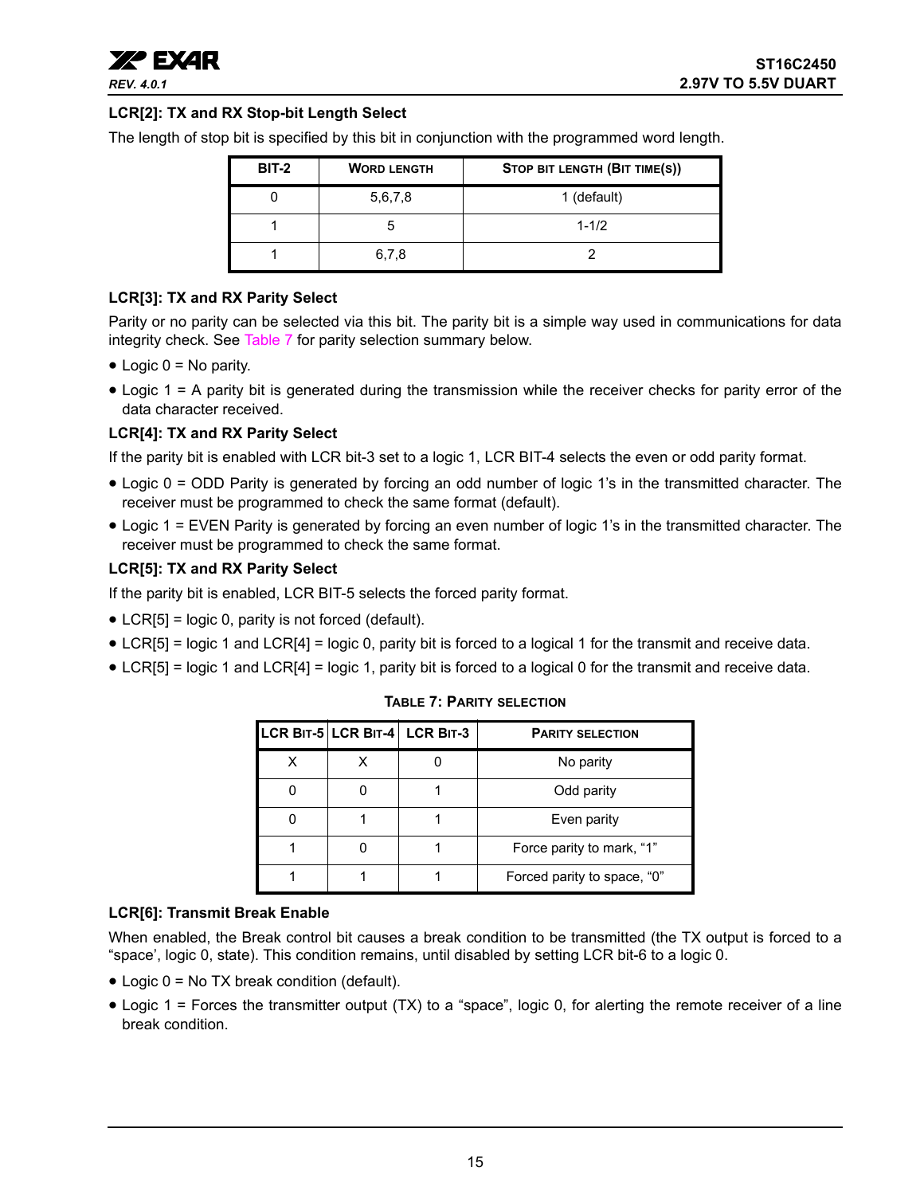### LCR[2]: TX and RX Stop-bit Length Select

The length of stop bit is specified by this bit in conjunction with the programmed word length.

| BIT-2 | WORD LENGTH | STOP BIT LENGTH (BIT TIME(S)) |
|---|---|---|
| 0 | 5,6,7,8 | 1 (default) |
| 1 | 5 | 1-1/2 |
| 1 | 6,7,8 | 2 |

### LCR[3]: TX and RX Parity Select

Parity or no parity can be selected via this bit. The parity bit is a simple way used in communications for data integrity check. See Table 7 for parity selection summary below.

- Logic 0 = No parity.
- Logic 1 = A parity bit is generated during the transmission while the receiver checks for parity error of the data character received.

### LCR[4]: TX and RX Parity Select

If the parity bit is enabled with LCR bit-3 set to a logic 1, LCR BIT-4 selects the even or odd parity format.

- Logic 0 = ODD Parity is generated by forcing an odd number of logic 1's in the transmitted character. The receiver must be programmed to check the same format (default).
- Logic 1 = EVEN Parity is generated by forcing an even number of logic 1's in the transmitted character. The receiver must be programmed to check the same format.

### LCR[5]: TX and RX Parity Select

If the parity bit is enabled, LCR BIT-5 selects the forced parity format.

- LCR[5] = logic 0, parity is not forced (default).
- LCR[5] = logic 1 and LCR[4] = logic 0, parity bit is forced to a logical 1 for the transmit and receive data.
- LCR[5] = logic 1 and LCR[4] = logic 1, parity bit is forced to a logical 0 for the transmit and receive data.

**TABLE 7: PARITY SELECTION**

| LCR BIT-5 | LCR BIT-4 | LCR BIT-3 | PARITY SELECTION |
|---|---|---|---|
| X | X | 0 | No parity |
| 0 | 0 | 1 | Odd parity |
| 0 | 1 | 1 | Even parity |
| 1 | 0 | 1 | Force parity to mark, "1" |
| 1 | 1 | 1 | Forced parity to space, "0" |

### LCR[6]: Transmit Break Enable

When enabled, the Break control bit causes a break condition to be transmitted (the TX output is forced to a "space', logic 0, state). This condition remains, until disabled by setting LCR bit-6 to a logic 0.

- Logic 0 = No TX break condition (default).
- Logic 1 = Forces the transmitter output (TX) to a "space", logic 0, for alerting the remote receiver of a line break condition.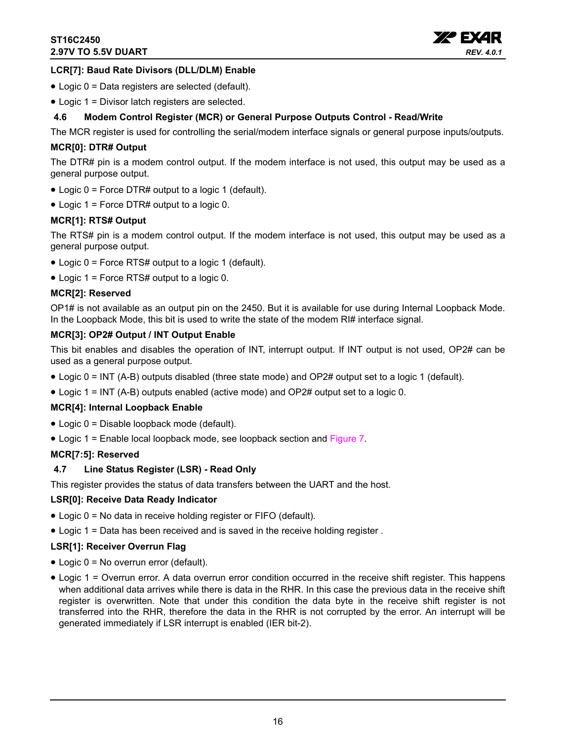**LCR[7]: Baud Rate Divisors (DLL/DLM) Enable**

- Logic 0 = Data registers are selected (default).
- Logic 1 = Divisor latch registers are selected.

## 4.6 Modem Control Register (MCR) or General Purpose Outputs Control - Read/Write

The MCR register is used for controlling the serial/modem interface signals or general purpose inputs/outputs.

**MCR[0]: DTR# Output**

The DTR# pin is a modem control output. If the modem interface is not used, this output may be used as a general purpose output.

- Logic 0 = Force DTR# output to a logic 1 (default).
- Logic 1 = Force DTR# output to a logic 0.

**MCR[1]: RTS# Output**

The RTS# pin is a modem control output. If the modem interface is not used, this output may be used as a general purpose output.

- Logic 0 = Force RTS# output to a logic 1 (default).
- Logic 1 = Force RTS# output to a logic 0.

**MCR[2]: Reserved**

OP1# is not available as an output pin on the 2450. But it is available for use during Internal Loopback Mode. In the Loopback Mode, this bit is used to write the state of the modem RI# interface signal.

**MCR[3]: OP2# Output / INT Output Enable**

This bit enables and disables the operation of INT, interrupt output. If INT output is not used, OP2# can be used as a general purpose output.

- Logic 0 = INT (A-B) outputs disabled (three state mode) and OP2# output set to a logic 1 (default).
- Logic 1 = INT (A-B) outputs enabled (active mode) and OP2# output set to a logic 0.

**MCR[4]: Internal Loopback Enable**

- Logic 0 = Disable loopback mode (default).
- Logic 1 = Enable local loopback mode, see loopback section and Figure 7.

**MCR[7:5]: Reserved**

## 4.7 Line Status Register (LSR) - Read Only

This register provides the status of data transfers between the UART and the host.

**LSR[0]: Receive Data Ready Indicator**

- Logic 0 = No data in receive holding register or FIFO (default).
- Logic 1 = Data has been received and is saved in the receive holding register .

**LSR[1]: Receiver Overrun Flag**

- Logic 0 = No overrun error (default).
- Logic 1 = Overrun error. A data overrun error condition occurred in the receive shift register. This happens when additional data arrives while there is data in the RHR. In this case the previous data in the receive shift register is overwritten. Note that under this condition the data byte in the receive shift register is not transferred into the RHR, therefore the data in the RHR is not corrupted by the error. An interrupt will be generated immediately if LSR interrupt is enabled (IER bit-2).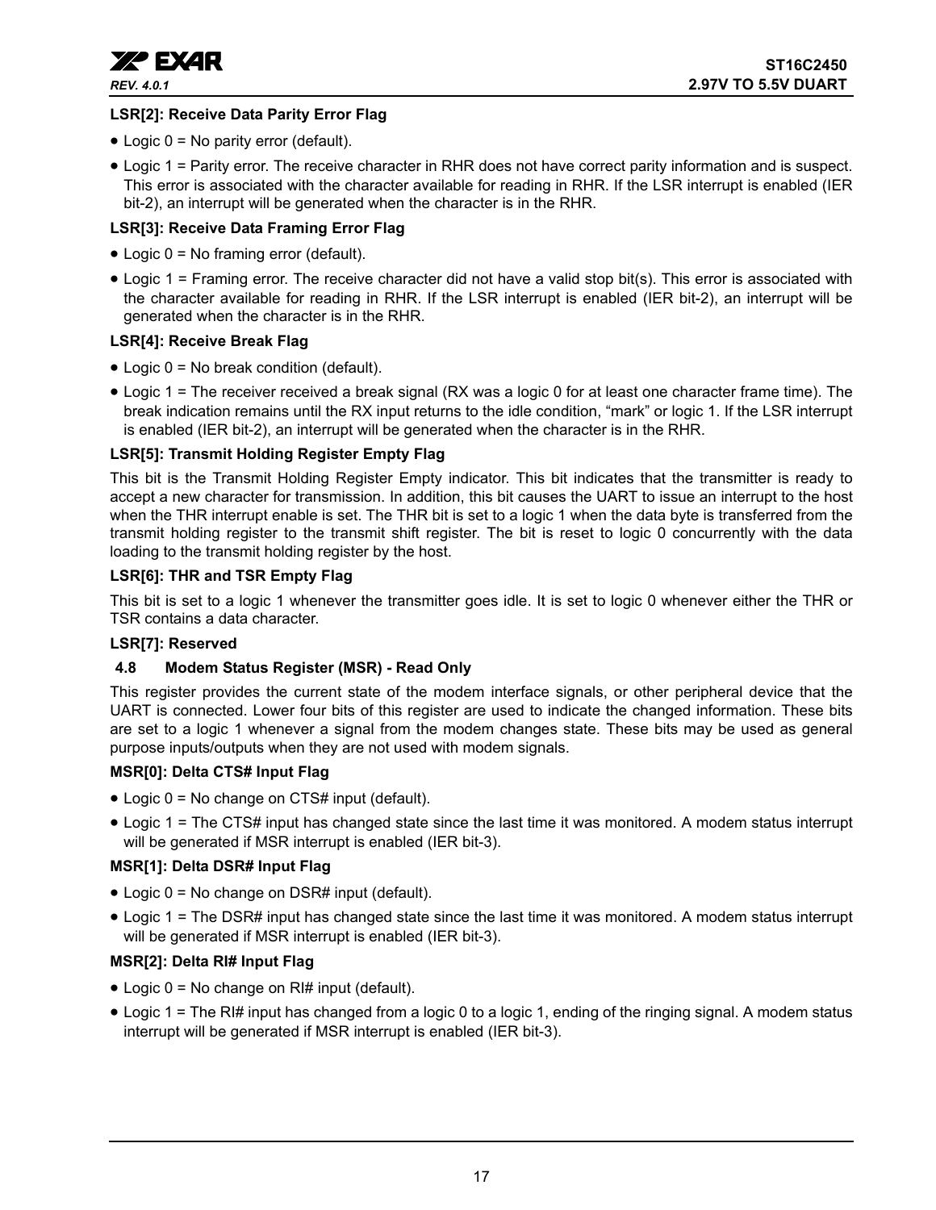#### LSR[2]: Receive Data Parity Error Flag

- Logic 0 = No parity error (default).
- Logic 1 = Parity error. The receive character in RHR does not have correct parity information and is suspect. This error is associated with the character available for reading in RHR. If the LSR interrupt is enabled (IER bit-2), an interrupt will be generated when the character is in the RHR.

#### LSR[3]: Receive Data Framing Error Flag

- Logic 0 = No framing error (default).
- Logic 1 = Framing error. The receive character did not have a valid stop bit(s). This error is associated with the character available for reading in RHR. If the LSR interrupt is enabled (IER bit-2), an interrupt will be generated when the character is in the RHR.

#### LSR[4]: Receive Break Flag

- Logic 0 = No break condition (default).
- Logic 1 = The receiver received a break signal (RX was a logic 0 for at least one character frame time). The break indication remains until the RX input returns to the idle condition, “mark” or logic 1. If the LSR interrupt is enabled (IER bit-2), an interrupt will be generated when the character is in the RHR.

#### LSR[5]: Transmit Holding Register Empty Flag

This bit is the Transmit Holding Register Empty indicator. This bit indicates that the transmitter is ready to accept a new character for transmission. In addition, this bit causes the UART to issue an interrupt to the host when the THR interrupt enable is set. The THR bit is set to a logic 1 when the data byte is transferred from the transmit holding register to the transmit shift register. The bit is reset to logic 0 concurrently with the data loading to the transmit holding register by the host.

#### LSR[6]: THR and TSR Empty Flag

This bit is set to a logic 1 whenever the transmitter goes idle. It is set to logic 0 whenever either the THR or TSR contains a data character.

#### LSR[7]: Reserved

### 4.8 Modem Status Register (MSR) - Read Only

This register provides the current state of the modem interface signals, or other peripheral device that the UART is connected. Lower four bits of this register are used to indicate the changed information. These bits are set to a logic 1 whenever a signal from the modem changes state. These bits may be used as general purpose inputs/outputs when they are not used with modem signals.

#### MSR[0]: Delta CTS# Input Flag

- Logic 0 = No change on CTS# input (default).
- Logic 1 = The CTS# input has changed state since the last time it was monitored. A modem status interrupt will be generated if MSR interrupt is enabled (IER bit-3).

#### MSR[1]: Delta DSR# Input Flag

- Logic 0 = No change on DSR# input (default).
- Logic 1 = The DSR# input has changed state since the last time it was monitored. A modem status interrupt will be generated if MSR interrupt is enabled (IER bit-3).

#### MSR[2]: Delta RI# Input Flag

- Logic 0 = No change on RI# input (default).
- Logic 1 = The RI# input has changed from a logic 0 to a logic 1, ending of the ringing signal. A modem status interrupt will be generated if MSR interrupt is enabled (IER bit-3).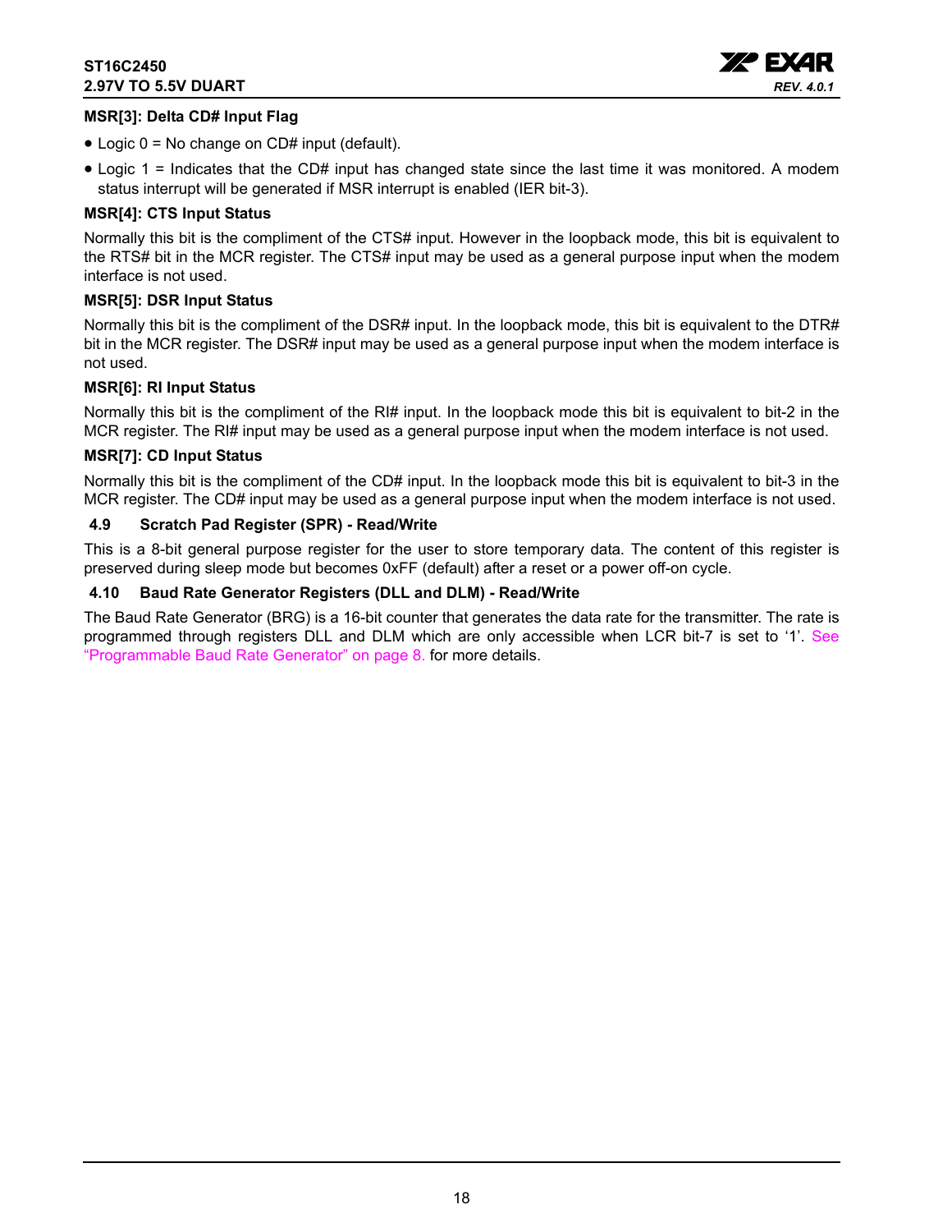**MSR[3]: Delta CD# Input Flag**

- Logic 0 = No change on CD# input (default).
- Logic 1 = Indicates that the CD# input has changed state since the last time it was monitored. A modem status interrupt will be generated if MSR interrupt is enabled (IER bit-3).

**MSR[4]: CTS Input Status**

Normally this bit is the compliment of the CTS# input. However in the loopback mode, this bit is equivalent to the RTS# bit in the MCR register. The CTS# input may be used as a general purpose input when the modem interface is not used.

**MSR[5]: DSR Input Status**

Normally this bit is the compliment of the DSR# input. In the loopback mode, this bit is equivalent to the DTR# bit in the MCR register. The DSR# input may be used as a general purpose input when the modem interface is not used.

**MSR[6]: RI Input Status**

Normally this bit is the compliment of the RI# input. In the loopback mode this bit is equivalent to bit-2 in the MCR register. The RI# input may be used as a general purpose input when the modem interface is not used.

**MSR[7]: CD Input Status**

Normally this bit is the compliment of the CD# input. In the loopback mode this bit is equivalent to bit-3 in the MCR register. The CD# input may be used as a general purpose input when the modem interface is not used.

### 4.9 Scratch Pad Register (SPR) - Read/Write

This is a 8-bit general purpose register for the user to store temporary data. The content of this register is preserved during sleep mode but becomes 0xFF (default) after a reset or a power off-on cycle.

### 4.10 Baud Rate Generator Registers (DLL and DLM) - Read/Write

The Baud Rate Generator (BRG) is a 16-bit counter that generates the data rate for the transmitter. The rate is programmed through registers DLL and DLM which are only accessible when LCR bit-7 is set to '1'. See "Programmable Baud Rate Generator" on page 8. for more details.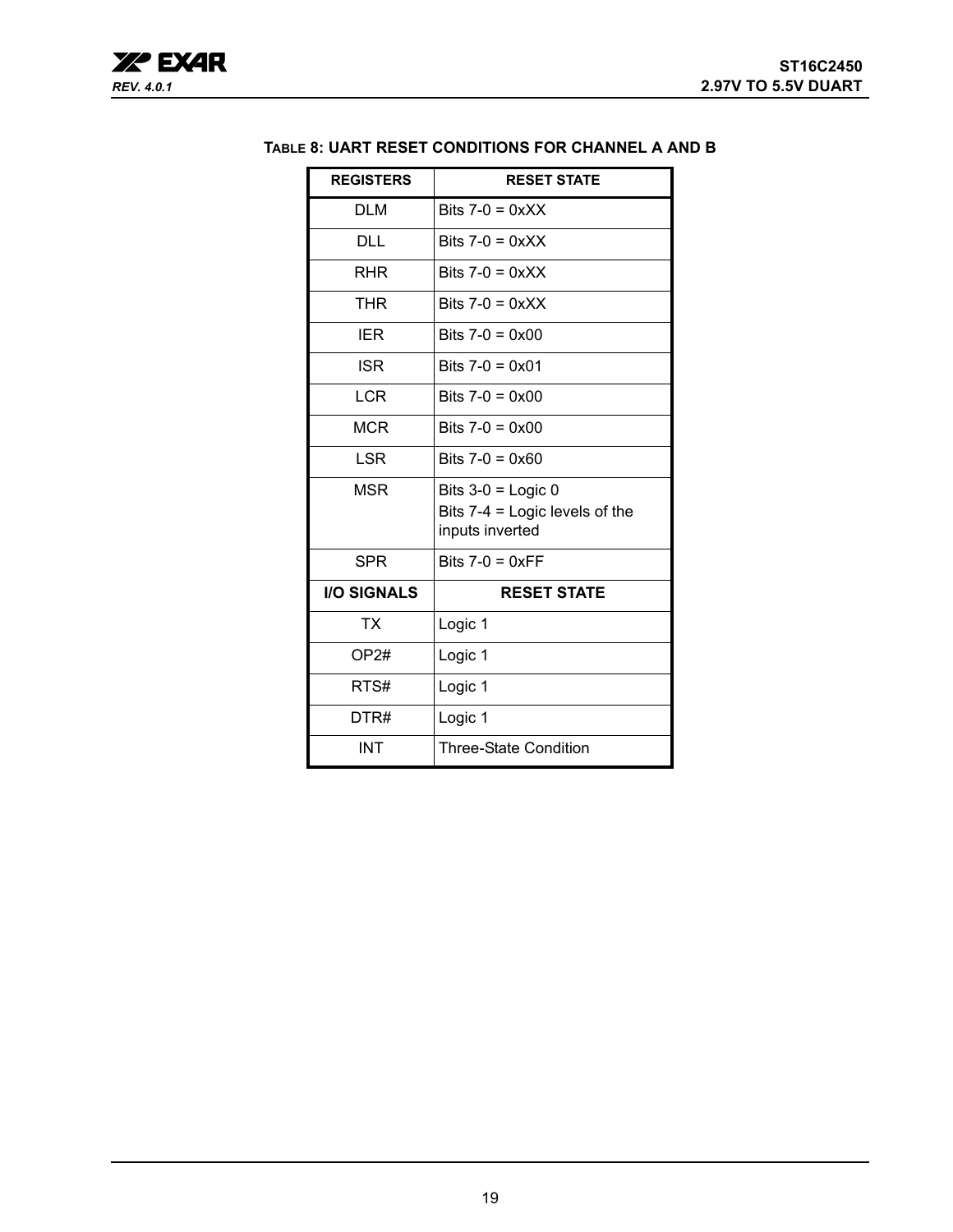**TABLE 8: UART RESET CONDITIONS FOR CHANNEL A AND B**

| REGISTERS | RESET STATE |
|---|---|
| DLM | Bits 7-0 = 0xXX |
| DLL | Bits 7-0 = 0xXX |
| RHR | Bits 7-0 = 0xXX |
| THR | Bits 7-0 = 0xXX |
| IER | Bits 7-0 = 0x00 |
| ISR | Bits 7-0 = 0x01 |
| LCR | Bits 7-0 = 0x00 |
| MCR | Bits 7-0 = 0x00 |
| LSR | Bits 7-0 = 0x60 |
| MSR | Bits 3-0 = Logic 0<br>Bits 7-4 = Logic levels of the inputs inverted |
| SPR | Bits 7-0 = 0xFF |
| **I/O SIGNALS** | **RESET STATE** |
| TX | Logic 1 |
| OP2# | Logic 1 |
| RTS# | Logic 1 |
| DTR# | Logic 1 |
| INT | Three-State Condition |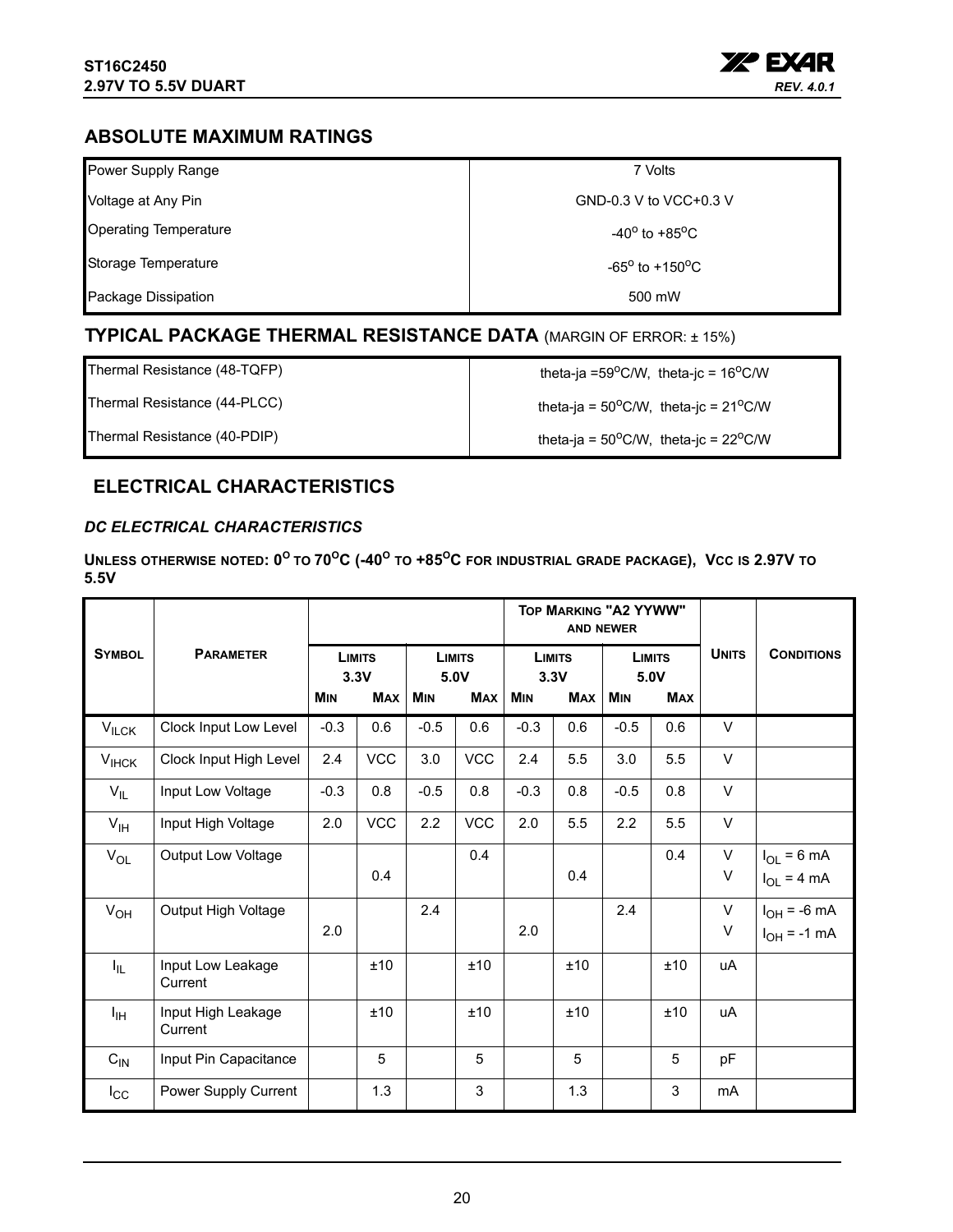## ABSOLUTE MAXIMUM RATINGS

| | |
|---|---|
| Power Supply Range | 7 Volts |
| Voltage at Any Pin | GND-0.3 V to VCC+0.3 V |
| Operating Temperature | -40$^o$ to +85$^o$C |
| Storage Temperature | -65$^o$ to +150$^o$C |
| Package Dissipation | 500 mW |

## TYPICAL PACKAGE THERMAL RESISTANCE DATA (MARGIN OF ERROR: ± 15%)

| | |
|---|---|
| Thermal Resistance (48-TQFP) | theta-ja =59$^o$C/W, theta-jc = 16$^o$C/W |
| Thermal Resistance (44-PLCC) | theta-ja = 50$^o$C/W, theta-jc = 21$^o$C/W |
| Thermal Resistance (40-PDIP) | theta-ja = 50$^o$C/W, theta-jc = 22$^o$C/W |

## ELECTRICAL CHARACTERISTICS

### *DC ELECTRICAL CHARACTERISTICS*

**UNLESS OTHERWISE NOTED: 0$^O$ TO 70$^O$C (-40$^O$ TO +85$^O$C FOR INDUSTRIAL GRADE PACKAGE), VCC IS 2.97V TO 5.5V**

| SYMBOL | PARAMETER | | | | | TOP MARKING "A2 YYWW" AND NEWER | | | | UNITS | CONDITIONS |
|---|---|---|---|---|---|---|---|---|---|---|---|
| | | LIMITS 3.3V | | LIMITS 5.0V | | LIMITS 3.3V | | LIMITS 5.0V | | | |
| | | MIN | MAX | MIN | MAX | MIN | MAX | MIN | MAX | | |
| $V_{ILCK}$ | Clock Input Low Level | -0.3 | 0.6 | -0.5 | 0.6 | -0.3 | 0.6 | -0.5 | 0.6 | V | |
| $V_{IHCK}$ | Clock Input High Level | 2.4 | VCC | 3.0 | VCC | 2.4 | 5.5 | 3.0 | 5.5 | V | |
| $V_{IL}$ | Input Low Voltage | -0.3 | 0.8 | -0.5 | 0.8 | -0.3 | 0.8 | -0.5 | 0.8 | V | |
| $V_{IH}$ | Input High Voltage | 2.0 | VCC | 2.2 | VCC | 2.0 | 5.5 | 2.2 | 5.5 | V | |
| $V_{OL}$ | Output Low Voltage | | | | 0.4 | | | | 0.4 | V | $I_{OL}$ = 6 mA |
| | | | 0.4 | | | | 0.4 | | | V | $I_{OL}$ = 4 mA |
| $V_{OH}$ | Output High Voltage | | | 2.4 | | | | 2.4 | | V | $I_{OH}$ = -6 mA |
| | | 2.0 | | | | 2.0 | | | | V | $I_{OH}$ = -1 mA |
| $I_{IL}$ | Input Low Leakage Current | | ±10 | | ±10 | | ±10 | | ±10 | uA | |
| $I_{IH}$ | Input High Leakage Current | | ±10 | | ±10 | | ±10 | | ±10 | uA | |
| $C_{IN}$ | Input Pin Capacitance | | 5 | | 5 | | 5 | | 5 | pF | |
| $I_{CC}$ | Power Supply Current | | 1.3 | | 3 | | 1.3 | | 3 | mA | |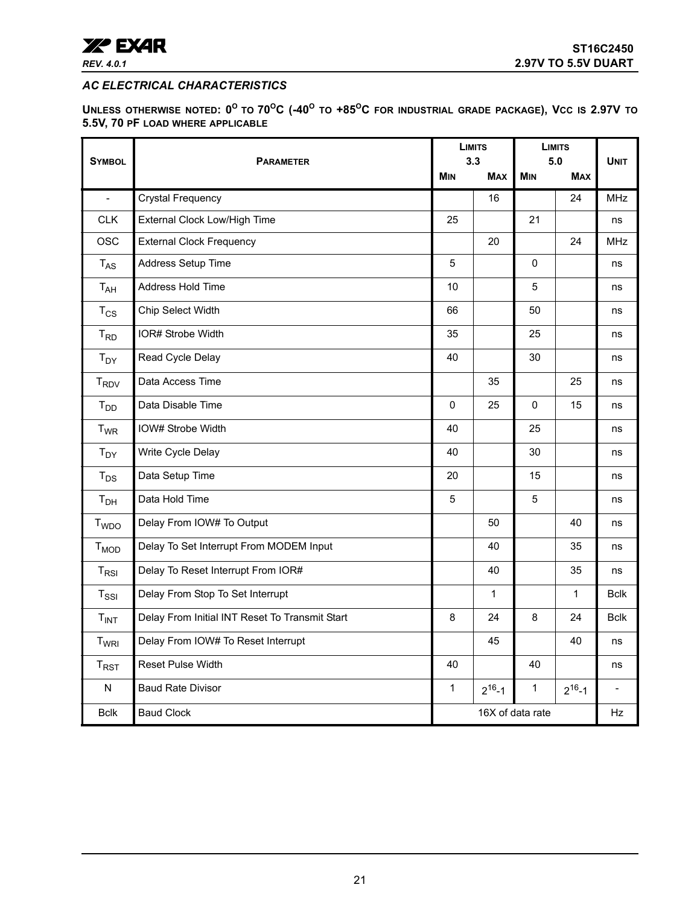## AC ELECTRICAL CHARACTERISTICS

**UNLESS OTHERWISE NOTED: $0^O$ TO $70^O$C ($-40^O$ TO $+85^O$C FOR INDUSTRIAL GRADE PACKAGE), VCC IS 2.97V TO 5.5V, 70 PF LOAD WHERE APPLICABLE**

| SYMBOL | PARAMETER | LIMITS 3.3 | | LIMITS 5.0 | | UNIT |
|---|---|---|---|---|---|---|
| | | MIN | MAX | MIN | MAX | |
| - | Crystal Frequency | | 16 | | 24 | MHz |
| CLK | External Clock Low/High Time | 25 | | 21 | | ns |
| OSC | External Clock Frequency | | 20 | | 24 | MHz |
| $T_{AS}$ | Address Setup Time | 5 | | 0 | | ns |
| $T_{AH}$ | Address Hold Time | 10 | | 5 | | ns |
| $T_{CS}$ | Chip Select Width | 66 | | 50 | | ns |
| $T_{RD}$ | IOR# Strobe Width | 35 | | 25 | | ns |
| $T_{DY}$ | Read Cycle Delay | 40 | | 30 | | ns |
| $T_{RDV}$ | Data Access Time | | 35 | | 25 | ns |
| $T_{DD}$ | Data Disable Time | 0 | 25 | 0 | 15 | ns |
| $T_{WR}$ | IOW# Strobe Width | 40 | | 25 | | ns |
| $T_{DY}$ | Write Cycle Delay | 40 | | 30 | | ns |
| $T_{DS}$ | Data Setup Time | 20 | | 15 | | ns |
| $T_{DH}$ | Data Hold Time | 5 | | 5 | | ns |
| $T_{WDO}$ | Delay From IOW# To Output | | 50 | | 40 | ns |
| $T_{MOD}$ | Delay To Set Interrupt From MODEM Input | | 40 | | 35 | ns |
| $T_{RSI}$ | Delay To Reset Interrupt From IOR# | | 40 | | 35 | ns |
| $T_{SSI}$ | Delay From Stop To Set Interrupt | | 1 | | 1 | Bclk |
| $T_{INT}$ | Delay From Initial INT Reset To Transmit Start | 8 | 24 | 8 | 24 | Bclk |
| $T_{WRI}$ | Delay From IOW# To Reset Interrupt | | 45 | | 40 | ns |
| $T_{RST}$ | Reset Pulse Width | 40 | | 40 | | ns |
| N | Baud Rate Divisor | 1 | $2^{16}$-1 | 1 | $2^{16}$-1 | - |
| Bclk | Baud Clock | 16X of data rate | | | | Hz |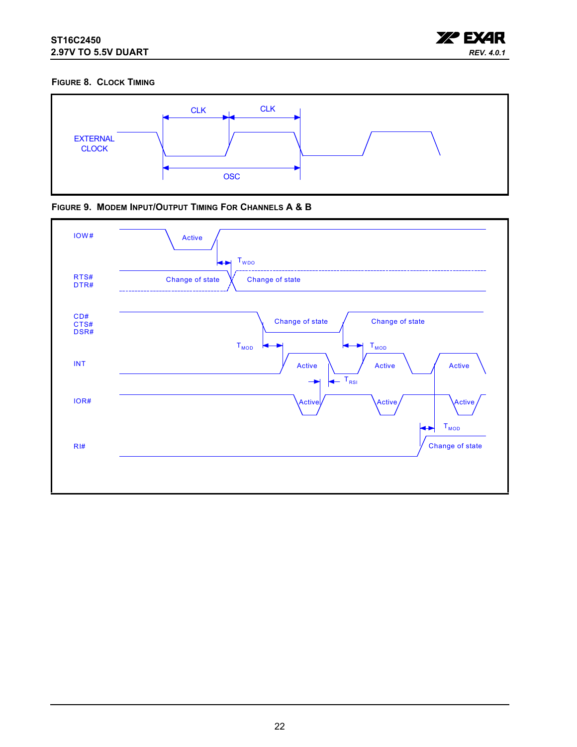#### FIGURE 8. CLOCK TIMING

EXTERNAL CLOCK

CLK CLK

OSC

#### FIGURE 9. MODEM INPUT/OUTPUT TIMING FOR CHANNELS A & B

IOW#

Active

$T_{WDO}$

RTS# DTR#

Change of state

Change of state

CD# CTS# DSR#

Change of state

Change of state

$T_{MOD}$

$T_{MOD}$

INT

Active

Active

Active

$T_{RSI}$

IOR#

Active

Active

Active

$T_{MOD}$

RI#

Change of state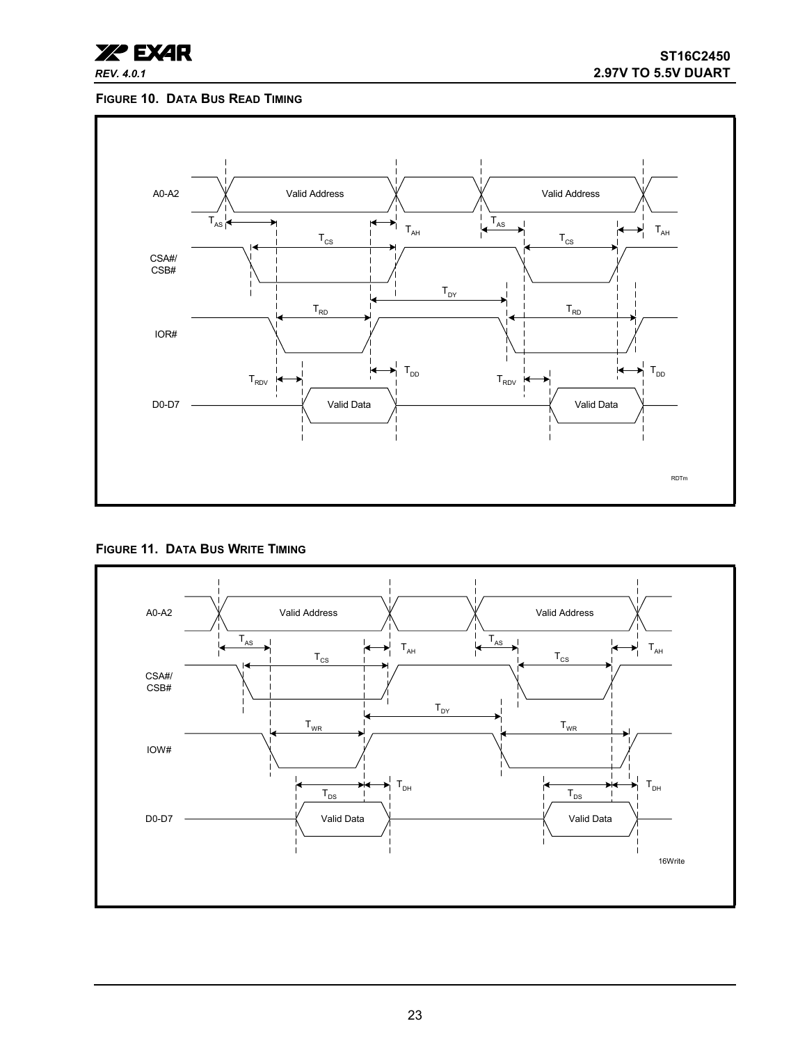**FIGURE 10. DATA BUS READ TIMING**

A0-A2 — Valid Address — Valid Address

$T_{AS}$ $T_{AH}$ $T_{AS}$ $T_{AH}$

CSA#/ CSB# — $T_{CS}$ — $T_{CS}$

$T_{DY}$

IOR# — $T_{RD}$ — $T_{RD}$

$T_{RDV}$ $T_{DD}$ $T_{RDV}$ $T_{DD}$

D0-D7 — Valid Data — Valid Data

RDTm

**FIGURE 11. DATA BUS WRITE TIMING**

A0-A2 — Valid Address — Valid Address

$T_{AS}$ $T_{AH}$ $T_{AS}$ $T_{AH}$

CSA#/ CSB# — $T_{CS}$ — $T_{CS}$

$T_{DY}$

IOW# — $T_{WR}$ — $T_{WR}$

$T_{DS}$ $T_{DH}$ $T_{DS}$ $T_{DH}$

D0-D7 — Valid Data — Valid Data

16Write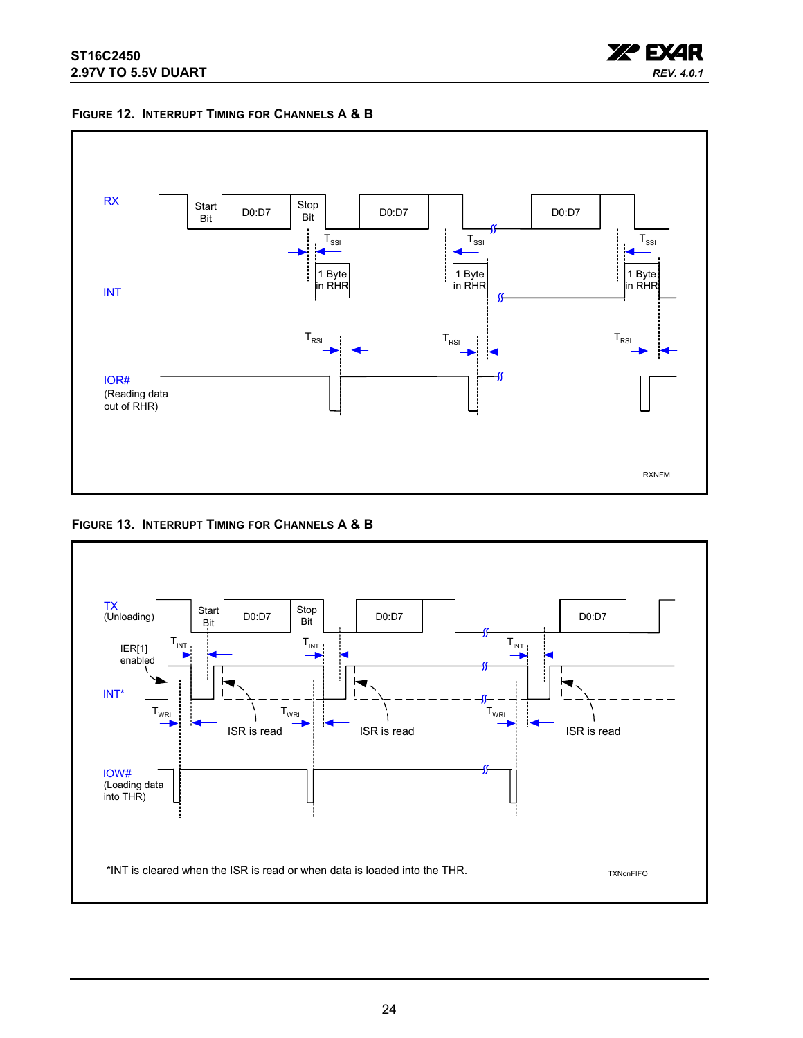**FIGURE 12. INTERRUPT TIMING FOR CHANNELS A & B**

RX

Start Bit | D0:D7 | Stop Bit | D0:D7 | D0:D7

$T_{SSI}$ $T_{SSI}$ $T_{SSI}$

1 Byte in RHR | 1 Byte in RHR | 1 Byte in RHR

INT

$T_{RSI}$ $T_{RSI}$ $T_{RSI}$

IOR# (Reading data out of RHR)

RXNFM

**FIGURE 13. INTERRUPT TIMING FOR CHANNELS A & B**

TX (Unloading)

Start Bit | D0:D7 | Stop Bit | D0:D7 | D0:D7

IER[1] enabled

$T_{INT}$ $T_{INT}$ $T_{INT}$

INT*

$T_{WRI}$ $T_{WRI}$ $T_{WRI}$

ISR is read | ISR is read | ISR is read

IOW# (Loading data into THR)

*INT is cleared when the ISR is read or when data is loaded into the THR.

TXNonFIFO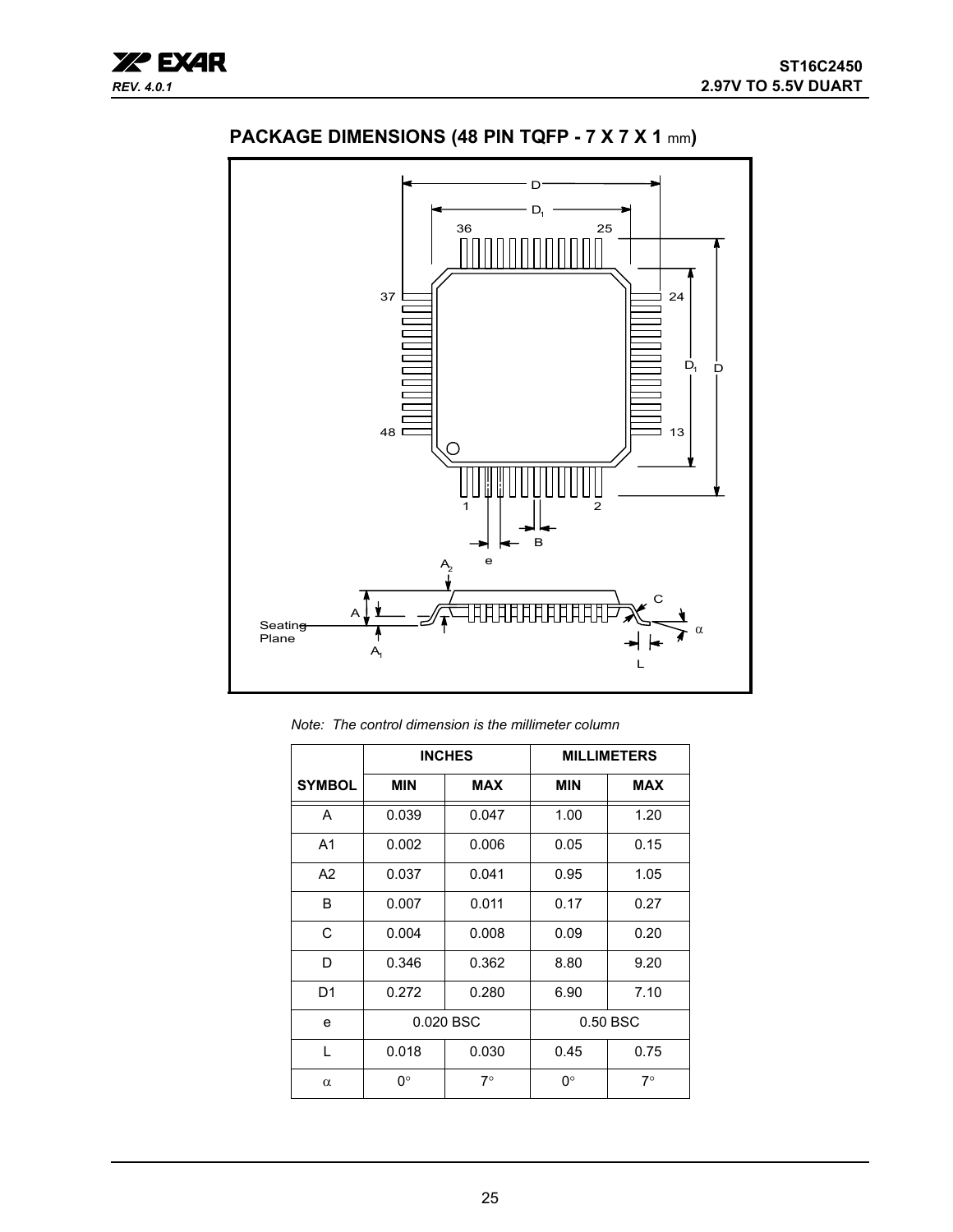## PACKAGE DIMENSIONS (48 PIN TQFP - 7 X 7 X 1 mm)

*Note: The control dimension is the millimeter column*

| | INCHES | | MILLIMETERS | |
|---|---|---|---|---|
| SYMBOL | MIN | MAX | MIN | MAX |
| A | 0.039 | 0.047 | 1.00 | 1.20 |
| A1 | 0.002 | 0.006 | 0.05 | 0.15 |
| A2 | 0.037 | 0.041 | 0.95 | 1.05 |
| B | 0.007 | 0.011 | 0.17 | 0.27 |
| C | 0.004 | 0.008 | 0.09 | 0.20 |
| D | 0.346 | 0.362 | 8.80 | 9.20 |
| D1 | 0.272 | 0.280 | 6.90 | 7.10 |
| e | 0.020 BSC | | 0.50 BSC | |
| L | 0.018 | 0.030 | 0.45 | 0.75 |
| $\alpha$ | 0° | 7° | 0° | 7° |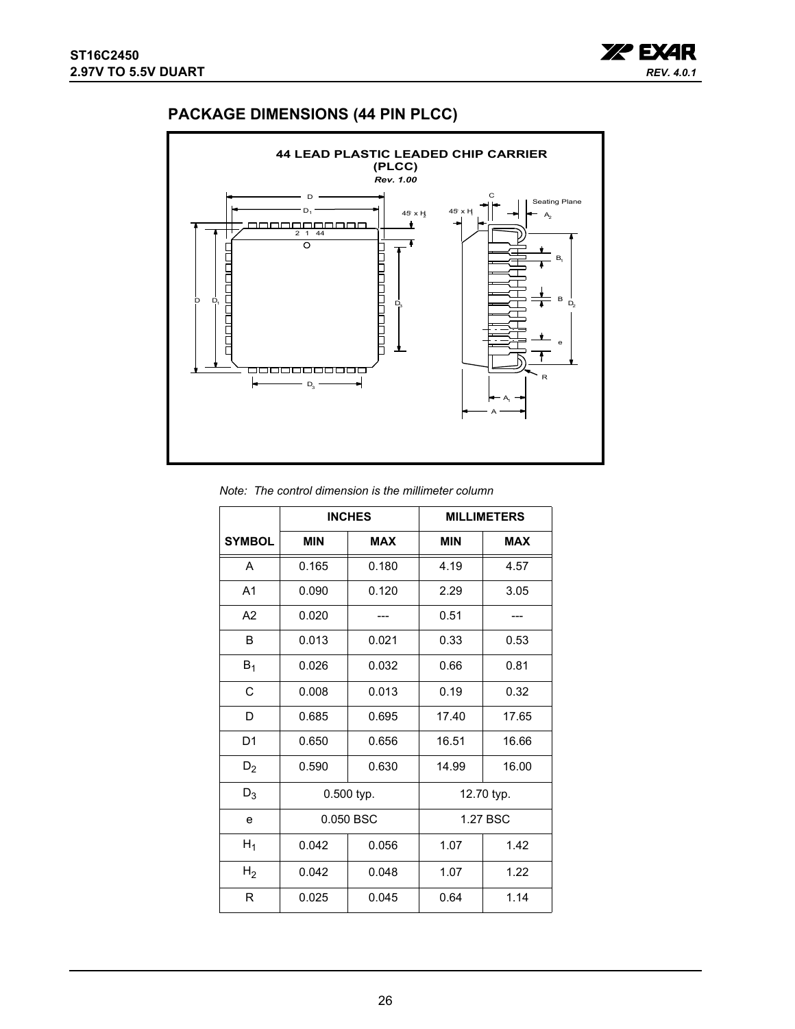## PACKAGE DIMENSIONS (44 PIN PLCC)

*Note: The control dimension is the millimeter column*

| | INCHES | | MILLIMETERS | |
|---|---|---|---|---|
| SYMBOL | MIN | MAX | MIN | MAX |
| A | 0.165 | 0.180 | 4.19 | 4.57 |
| A1 | 0.090 | 0.120 | 2.29 | 3.05 |
| A2 | 0.020 | --- | 0.51 | --- |
| B | 0.013 | 0.021 | 0.33 | 0.53 |
| $B_1$ | 0.026 | 0.032 | 0.66 | 0.81 |
| C | 0.008 | 0.013 | 0.19 | 0.32 |
| D | 0.685 | 0.695 | 17.40 | 17.65 |
| D1 | 0.650 | 0.656 | 16.51 | 16.66 |
| $D_2$ | 0.590 | 0.630 | 14.99 | 16.00 |
| $D_3$ | 0.500 typ. | | 12.70 typ. | |
| e | 0.050 BSC | | 1.27 BSC | |
| $H_1$ | 0.042 | 0.056 | 1.07 | 1.42 |
| $H_2$ | 0.042 | 0.048 | 1.07 | 1.22 |
| R | 0.025 | 0.045 | 0.64 | 1.14 |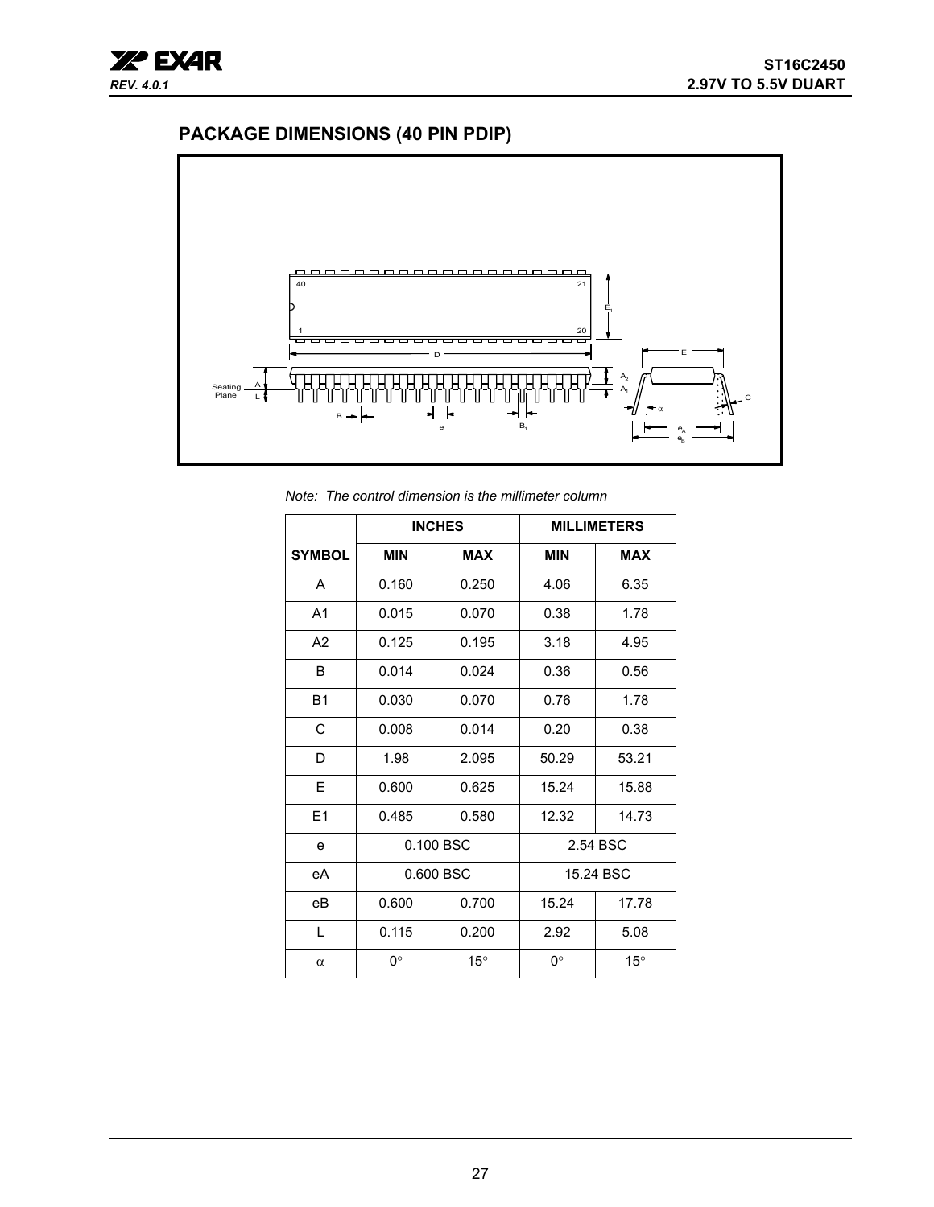## PACKAGE DIMENSIONS (40 PIN PDIP)

*Note: The control dimension is the millimeter column*

| | INCHES | | MILLIMETERS | |
|---|---|---|---|---|
| SYMBOL | MIN | MAX | MIN | MAX |
| A | 0.160 | 0.250 | 4.06 | 6.35 |
| A1 | 0.015 | 0.070 | 0.38 | 1.78 |
| A2 | 0.125 | 0.195 | 3.18 | 4.95 |
| B | 0.014 | 0.024 | 0.36 | 0.56 |
| B1 | 0.030 | 0.070 | 0.76 | 1.78 |
| C | 0.008 | 0.014 | 0.20 | 0.38 |
| D | 1.98 | 2.095 | 50.29 | 53.21 |
| E | 0.600 | 0.625 | 15.24 | 15.88 |
| E1 | 0.485 | 0.580 | 12.32 | 14.73 |
| e | 0.100 BSC | | 2.54 BSC | |
| eA | 0.600 BSC | | 15.24 BSC | |
| eB | 0.600 | 0.700 | 15.24 | 17.78 |
| L | 0.115 | 0.200 | 2.92 | 5.08 |
| $\alpha$ | 0° | 15° | 0° | 15° |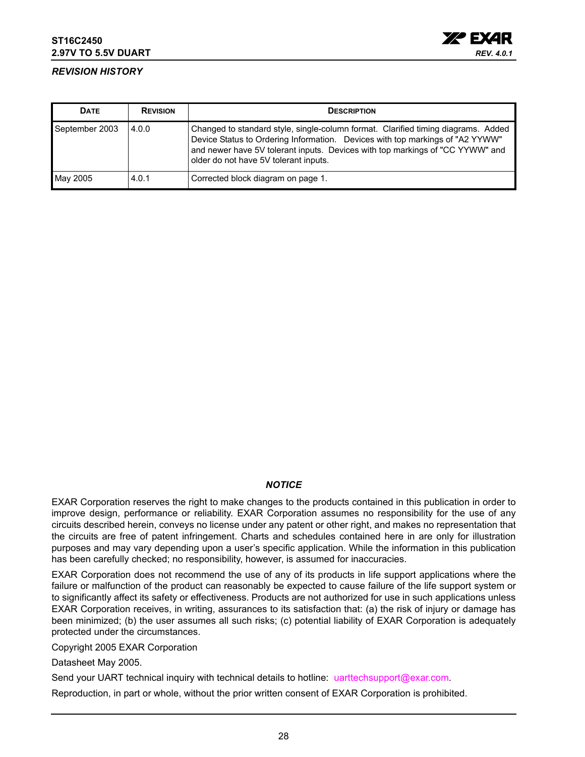## REVISION HISTORY

| DATE | REVISION | DESCRIPTION |
|---|---|---|
| September 2003 | 4.0.0 | Changed to standard style, single-column format. Clarified timing diagrams. Added Device Status to Ordering Information. Devices with top markings of "A2 YYWW" and newer have 5V tolerant inputs. Devices with top markings of "CC YYWW" and older do not have 5V tolerant inputs. |
| May 2005 | 4.0.1 | Corrected block diagram on page 1. |

### NOTICE

EXAR Corporation reserves the right to make changes to the products contained in this publication in order to improve design, performance or reliability. EXAR Corporation assumes no responsibility for the use of any circuits described herein, conveys no license under any patent or other right, and makes no representation that the circuits are free of patent infringement. Charts and schedules contained here in are only for illustration purposes and may vary depending upon a user's specific application. While the information in this publication has been carefully checked; no responsibility, however, is assumed for inaccuracies.

EXAR Corporation does not recommend the use of any of its products in life support applications where the failure or malfunction of the product can reasonably be expected to cause failure of the life support system or to significantly affect its safety or effectiveness. Products are not authorized for use in such applications unless EXAR Corporation receives, in writing, assurances to its satisfaction that: (a) the risk of injury or damage has been minimized; (b) the user assumes all such risks; (c) potential liability of EXAR Corporation is adequately protected under the circumstances.

Copyright 2005 EXAR Corporation

Datasheet May 2005.

Send your UART technical inquiry with technical details to hotline: uarttechsupport@exar.com.

Reproduction, in part or whole, without the prior written consent of EXAR Corporation is prohibited.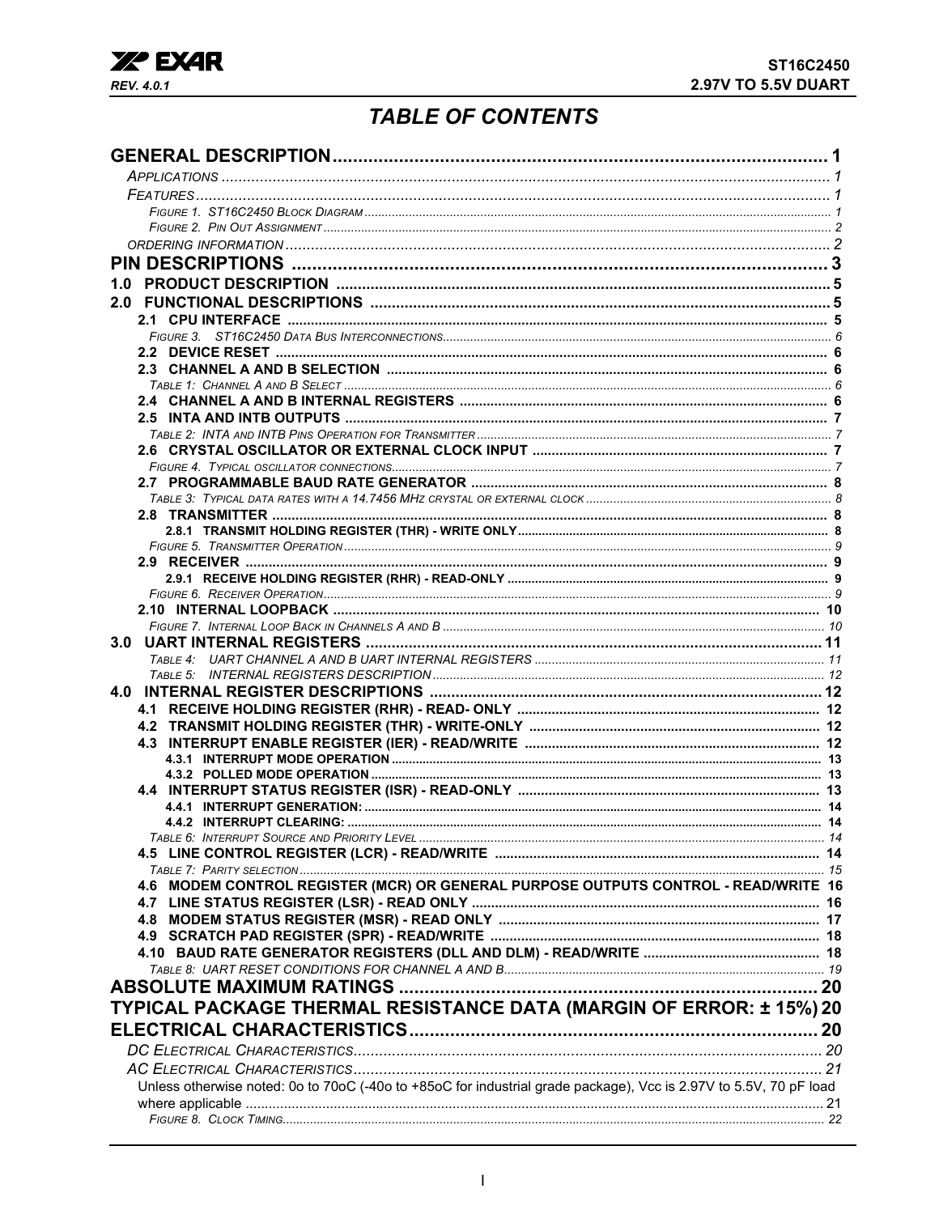# TABLE OF CONTENTS

**GENERAL DESCRIPTION** .......... 1
- *Applications* .......... 1
- *Features* .......... 1
  - *Figure 1. ST16C2450 Block Diagram* .......... 1
  - *Figure 2. Pin Out Assignment* .......... 2
- *ORDERING INFORMATION* .......... 2

**PIN DESCRIPTIONS** .......... 3

**1.0 PRODUCT DESCRIPTION** .......... 5

**2.0 FUNCTIONAL DESCRIPTIONS** .......... 5
- **2.1 CPU INTERFACE** .......... 5
  - *Figure 3. ST16C2450 Data Bus Interconnections* .......... 6
- **2.2 DEVICE RESET** .......... 6
- **2.3 CHANNEL A AND B SELECTION** .......... 6
  - *Table 1: Channel A and B Select* .......... 6
- **2.4 CHANNEL A AND B INTERNAL REGISTERS** .......... 6
- **2.5 INTA AND INTB OUTPUTS** .......... 7
  - *Table 2: INTA and INTB Pins Operation for Transmitter* .......... 7
- **2.6 CRYSTAL OSCILLATOR OR EXTERNAL CLOCK INPUT** .......... 7
  - *Figure 4. Typical oscillator connections* .......... 7
- **2.7 PROGRAMMABLE BAUD RATE GENERATOR** .......... 8
  - *Table 3: Typical data rates with a 14.7456 MHz crystal or external clock* .......... 8
- **2.8 TRANSMITTER** .......... 8
  - **2.8.1 TRANSMIT HOLDING REGISTER (THR) - WRITE ONLY** .......... 8
  - *Figure 5. Transmitter Operation* .......... 9
- **2.9 RECEIVER** .......... 9
  - **2.9.1 RECEIVE HOLDING REGISTER (RHR) - READ-ONLY** .......... 9
  - *Figure 6. Receiver Operation* .......... 9
- **2.10 INTERNAL LOOPBACK** .......... 10
  - *Figure 7. Internal Loop Back in Channels A and B* .......... 10

**3.0 UART INTERNAL REGISTERS** .......... 11
- *Table 4: UART CHANNEL A AND B UART INTERNAL REGISTERS* .......... 11
- *Table 5: INTERNAL REGISTERS DESCRIPTION* .......... 12

**4.0 INTERNAL REGISTER DESCRIPTIONS** .......... 12
- **4.1 RECEIVE HOLDING REGISTER (RHR) - READ- ONLY** .......... 12
- **4.2 TRANSMIT HOLDING REGISTER (THR) - WRITE-ONLY** .......... 12
- **4.3 INTERRUPT ENABLE REGISTER (IER) - READ/WRITE** .......... 12
  - **4.3.1 INTERRUPT MODE OPERATION** .......... 13
  - **4.3.2 POLLED MODE OPERATION** .......... 13
- **4.4 INTERRUPT STATUS REGISTER (ISR) - READ-ONLY** .......... 13
  - **4.4.1 INTERRUPT GENERATION:** .......... 14
  - **4.4.2 INTERRUPT CLEARING:** .......... 14
  - *Table 6: Interrupt Source and Priority Level* .......... 14
- **4.5 LINE CONTROL REGISTER (LCR) - READ/WRITE** .......... 14
  - *Table 7: Parity selection* .......... 15
- **4.6 MODEM CONTROL REGISTER (MCR) OR GENERAL PURPOSE OUTPUTS CONTROL - READ/WRITE** 16
- **4.7 LINE STATUS REGISTER (LSR) - READ ONLY** .......... 16
- **4.8 MODEM STATUS REGISTER (MSR) - READ ONLY** .......... 17
- **4.9 SCRATCH PAD REGISTER (SPR) - READ/WRITE** .......... 18
- **4.10 BAUD RATE GENERATOR REGISTERS (DLL AND DLM) - READ/WRITE** .......... 18
  - *Table 8: UART RESET CONDITIONS FOR CHANNEL A AND B* .......... 19

**ABSOLUTE MAXIMUM RATINGS** .......... 20

**TYPICAL PACKAGE THERMAL RESISTANCE DATA (MARGIN OF ERROR: ± 15%)** 20

**ELECTRICAL CHARACTERISTICS** .......... 20
- *DC Electrical Characteristics* .......... 20
- *AC Electrical Characteristics* .......... 21
- Unless otherwise noted: 0o to 70oC (-40o to +85oC for industrial grade package), Vcc is 2.97V to 5.5V, 70 pF load where applicable .......... 21
  - *Figure 8. Clock Timing* .......... 22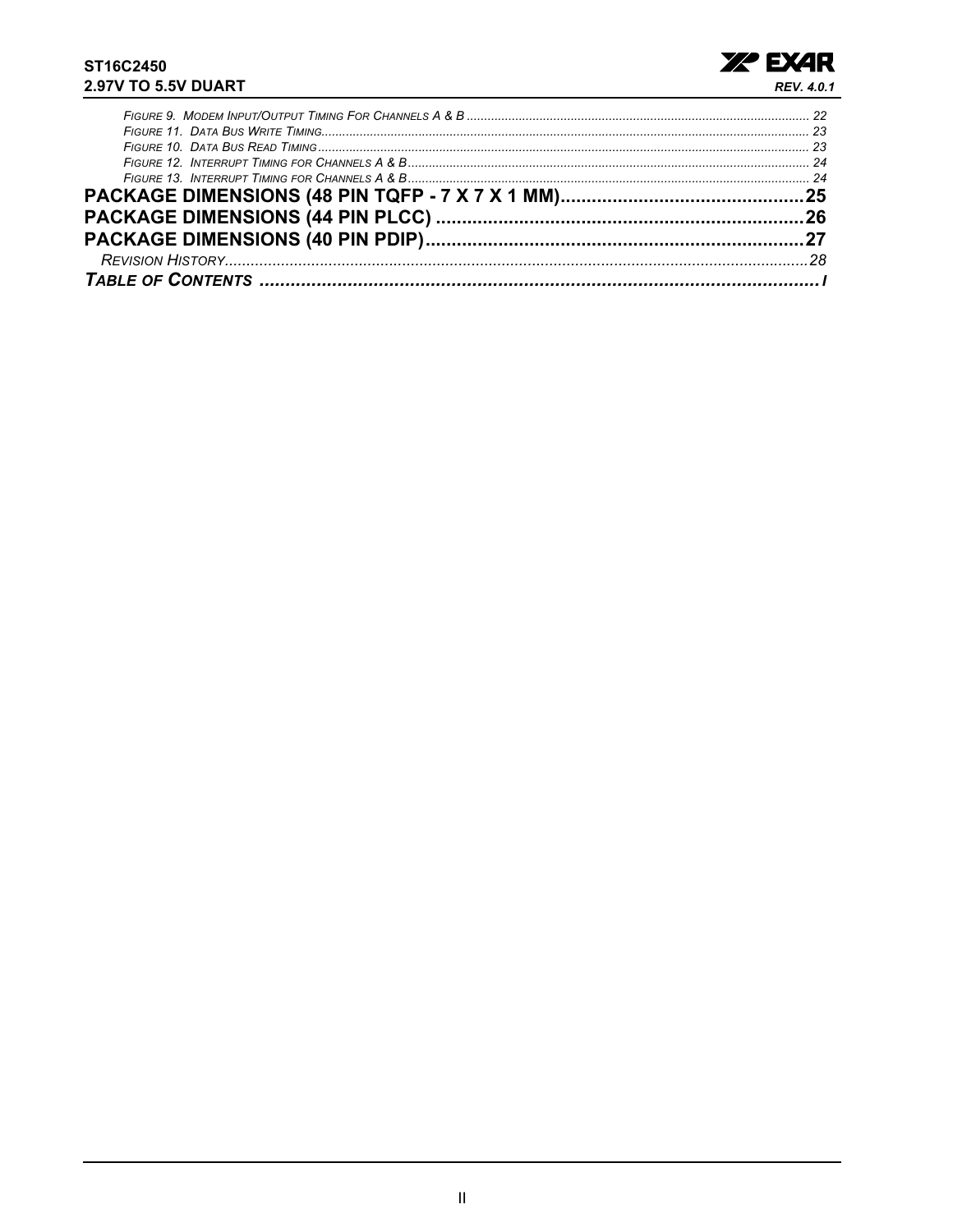*Figure 9. Modem Input/Output Timing For Channels A & B* ........................................................................................................ 22
*Figure 11. Data Bus Write Timing*........................................................................................................................................ 23
*Figure 10. Data Bus Read Timing* ......................................................................................................................................... 23
*Figure 12. Interrupt Timing for Channels A & B*................................................................................................................... 24
*Figure 13. Interrupt Timing for Channels A & B*................................................................................................................... 24

**PACKAGE DIMENSIONS (48 PIN TQFP - 7 X 7 X 1 MM)..............................................25**

**PACKAGE DIMENSIONS (44 PIN PLCC) ......................................................................26**

**PACKAGE DIMENSIONS (40 PIN PDIP).........................................................................27**

*Revision History*.........................................................................................................................28

***Table of Contents* .............................................................................................................I**